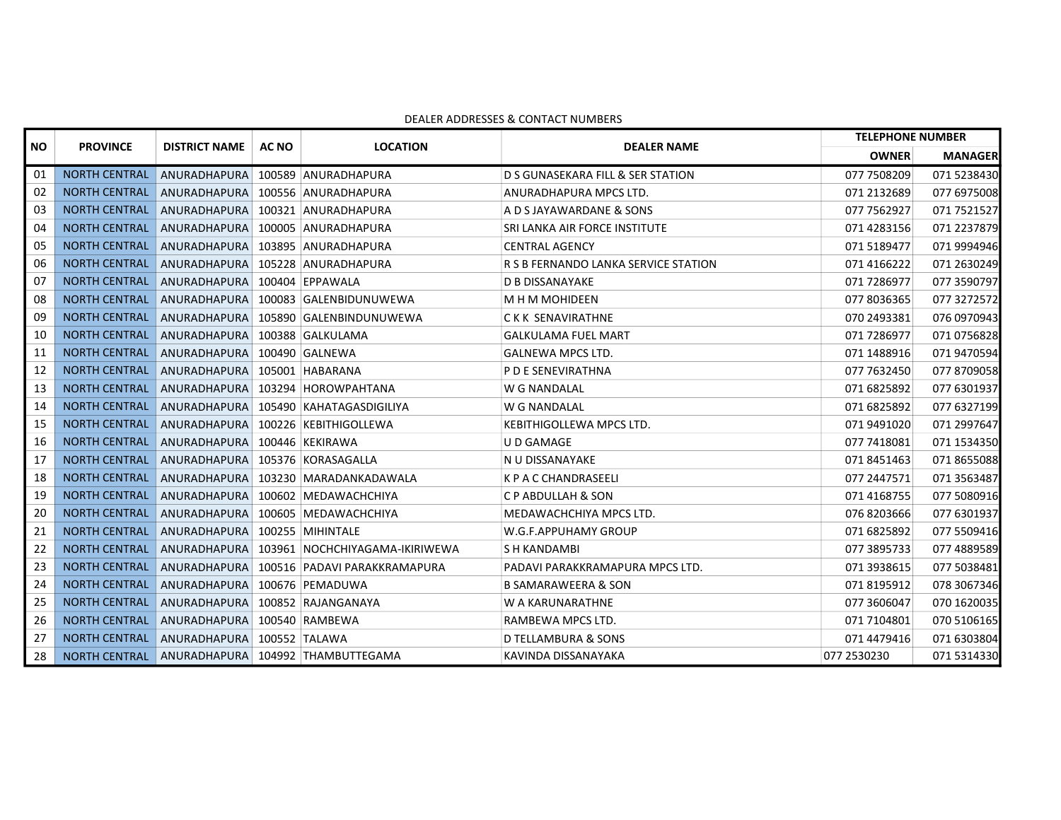DEALER ADDRESSES & CONTACT NUMBERS

| NO | PROVINCE | DISTRICT NAME | AC NO | LOCATION | DEALER NAME | TELEPHONE NUMBER | |
|---|---|---|---|---|---|---|---|
| | | | | | | OWNER | MANAGER |
| 01 | NORTH CENTRAL | ANURADHAPURA | 100589 | ANURADHAPURA | D S GUNASEKARA FILL & SER STATION | 077 7508209 | 071 5238430 |
| 02 | NORTH CENTRAL | ANURADHAPURA | 100556 | ANURADHAPURA | ANURADHAPURA MPCS LTD. | 071 2132689 | 077 6975008 |
| 03 | NORTH CENTRAL | ANURADHAPURA | 100321 | ANURADHAPURA | A D S JAYAWARDANE & SONS | 077 7562927 | 071 7521527 |
| 04 | NORTH CENTRAL | ANURADHAPURA | 100005 | ANURADHAPURA | SRI LANKA AIR FORCE INSTITUTE | 071 4283156 | 071 2237879 |
| 05 | NORTH CENTRAL | ANURADHAPURA | 103895 | ANURADHAPURA | CENTRAL AGENCY | 071 5189477 | 071 9994946 |
| 06 | NORTH CENTRAL | ANURADHAPURA | 105228 | ANURADHAPURA | R S B FERNANDO LANKA SERVICE STATION | 071 4166222 | 071 2630249 |
| 07 | NORTH CENTRAL | ANURADHAPURA | 100404 | EPPAWALA | D B DISSANAYAKE | 071 7286977 | 077 3590797 |
| 08 | NORTH CENTRAL | ANURADHAPURA | 100083 | GALENBIDUNUWEWA | M H M MOHIDEEN | 077 8036365 | 077 3272572 |
| 09 | NORTH CENTRAL | ANURADHAPURA | 105890 | GALENBINDUNUWEWA | C K K SENAVIRATHNE | 070 2493381 | 076 0970943 |
| 10 | NORTH CENTRAL | ANURADHAPURA | 100388 | GALKULAMA | GALKULAMA FUEL MART | 071 7286977 | 071 0756828 |
| 11 | NORTH CENTRAL | ANURADHAPURA | 100490 | GALNEWA | GALNEWA MPCS LTD. | 071 1488916 | 071 9470594 |
| 12 | NORTH CENTRAL | ANURADHAPURA | 105001 | HABARANA | P D E SENEVIRATHNA | 077 7632450 | 077 8709058 |
| 13 | NORTH CENTRAL | ANURADHAPURA | 103294 | HOROWPAHTANA | W G NANDALAL | 071 6825892 | 077 6301937 |
| 14 | NORTH CENTRAL | ANURADHAPURA | 105490 | KAHATAGASDIGILIYA | W G NANDALAL | 071 6825892 | 077 6327199 |
| 15 | NORTH CENTRAL | ANURADHAPURA | 100226 | KEBITHIGOLLEWA | KEBITHIGOLLEWA MPCS LTD. | 071 9491020 | 071 2997647 |
| 16 | NORTH CENTRAL | ANURADHAPURA | 100446 | KEKIRAWA | U D GAMAGE | 077 7418081 | 071 1534350 |
| 17 | NORTH CENTRAL | ANURADHAPURA | 105376 | KORASAGALLA | N U DISSANAYAKE | 071 8451463 | 071 8655088 |
| 18 | NORTH CENTRAL | ANURADHAPURA | 103230 | MARADANKADAWALA | K P A C CHANDRASEELI | 077 2447571 | 071 3563487 |
| 19 | NORTH CENTRAL | ANURADHAPURA | 100602 | MEDAWACHCHIYA | C P ABDULLAH & SON | 071 4168755 | 077 5080916 |
| 20 | NORTH CENTRAL | ANURADHAPURA | 100605 | MEDAWACHCHIYA | MEDAWACHCHIYA MPCS LTD. | 076 8203666 | 077 6301937 |
| 21 | NORTH CENTRAL | ANURADHAPURA | 100255 | MIHINTALE | W.G.F.APPUHAMY GROUP | 071 6825892 | 077 5509416 |
| 22 | NORTH CENTRAL | ANURADHAPURA | 103961 | NOCHCHIYAGAMA-IKIRIWEWA | S H KANDAMBI | 077 3895733 | 077 4889589 |
| 23 | NORTH CENTRAL | ANURADHAPURA | 100516 | PADAVI PARAKKRAMAPURA | PADAVI PARAKKRAMAPURA MPCS LTD. | 071 3938615 | 077 5038481 |
| 24 | NORTH CENTRAL | ANURADHAPURA | 100676 | PEMADUWA | B SAMARAWEERA & SON | 071 8195912 | 078 3067346 |
| 25 | NORTH CENTRAL | ANURADHAPURA | 100852 | RAJANGANAYA | W A KARUNARATHNE | 077 3606047 | 070 1620035 |
| 26 | NORTH CENTRAL | ANURADHAPURA | 100540 | RAMBEWA | RAMBEWA MPCS LTD. | 071 7104801 | 070 5106165 |
| 27 | NORTH CENTRAL | ANURADHAPURA | 100552 | TALAWA | D TELLAMBURA & SONS | 071 4479416 | 071 6303804 |
| 28 | NORTH CENTRAL | ANURADHAPURA | 104992 | THAMBUTTEGAMA | KAVINDA DISSANAYAKA | 077 2530230 | 071 5314330 |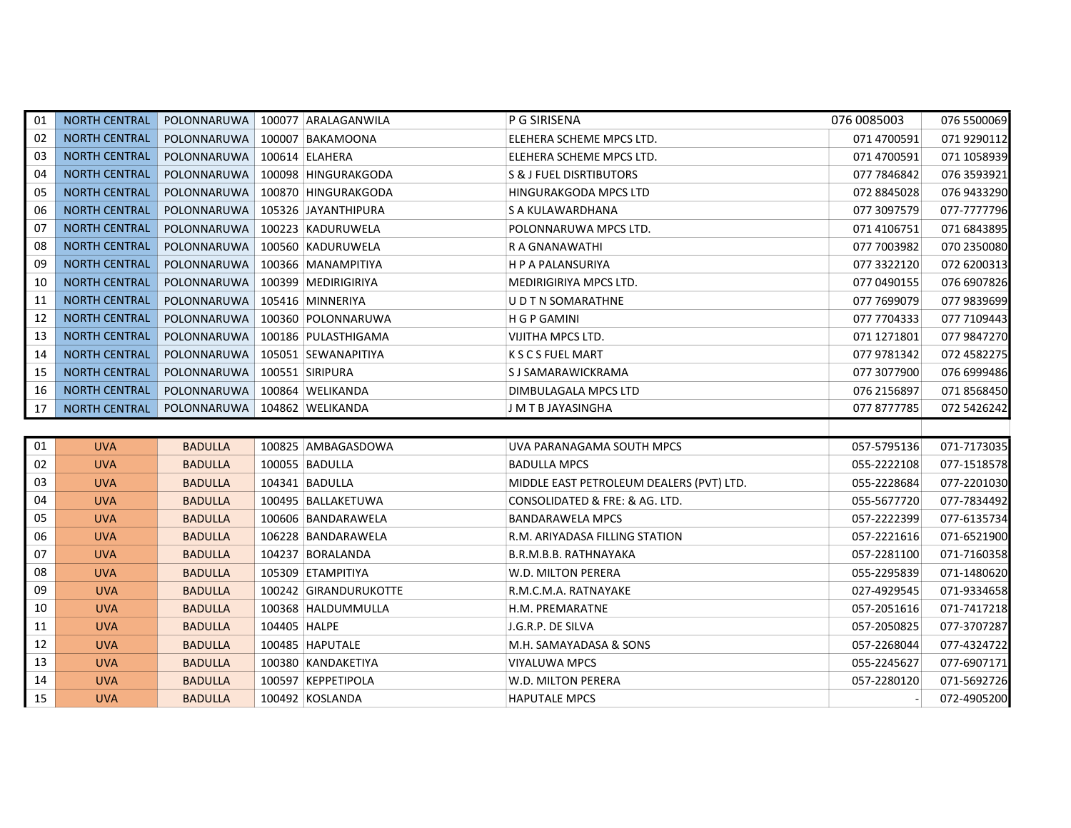| 01 | NORTH CENTRAL | POLONNARUWA | 100077 | ARALAGANWILA | P G SIRISENA | 076 0085003 | 076 5500069 |
|---|---|---|---|---|---|---|---|
| 02 | NORTH CENTRAL | POLONNARUWA | 100007 | BAKAMOONA | ELEHERA SCHEME MPCS LTD. | 071 4700591 | 071 9290112 |
| 03 | NORTH CENTRAL | POLONNARUWA | 100614 | ELAHERA | ELEHERA SCHEME MPCS LTD. | 071 4700591 | 071 1058939 |
| 04 | NORTH CENTRAL | POLONNARUWA | 100098 | HINGURAKGODA | S & J FUEL DISRTIBUTORS | 077 7846842 | 076 3593921 |
| 05 | NORTH CENTRAL | POLONNARUWA | 100870 | HINGURAKGODA | HINGURAKGODA MPCS LTD | 072 8845028 | 076 9433290 |
| 06 | NORTH CENTRAL | POLONNARUWA | 105326 | JAYANTHIPURA | S A KULAWARDHANA | 077 3097579 | 077-7777796 |
| 07 | NORTH CENTRAL | POLONNARUWA | 100223 | KADURUWELA | POLONNARUWA MPCS LTD. | 071 4106751 | 071 6843895 |
| 08 | NORTH CENTRAL | POLONNARUWA | 100560 | KADURUWELA | R A GNANAWATHI | 077 7003982 | 070 2350080 |
| 09 | NORTH CENTRAL | POLONNARUWA | 100366 | MANAMPITIYA | H P A PALANSURIYA | 077 3322120 | 072 6200313 |
| 10 | NORTH CENTRAL | POLONNARUWA | 100399 | MEDIRIGIRIYA | MEDIRIGIRIYA MPCS LTD. | 077 0490155 | 076 6907826 |
| 11 | NORTH CENTRAL | POLONNARUWA | 105416 | MINNERIYA | U D T N SOMARATHNE | 077 7699079 | 077 9839699 |
| 12 | NORTH CENTRAL | POLONNARUWA | 100360 | POLONNARUWA | H G P GAMINI | 077 7704333 | 077 7109443 |
| 13 | NORTH CENTRAL | POLONNARUWA | 100186 | PULASTHIGAMA | VIJITHA MPCS LTD. | 071 1271801 | 077 9847270 |
| 14 | NORTH CENTRAL | POLONNARUWA | 105051 | SEWANAPITIYA | K S C S FUEL MART | 077 9781342 | 072 4582275 |
| 15 | NORTH CENTRAL | POLONNARUWA | 100551 | SIRIPURA | S J SAMARAWICKRAMA | 077 3077900 | 076 6999486 |
| 16 | NORTH CENTRAL | POLONNARUWA | 100864 | WELIKANDA | DIMBULAGALA MPCS LTD | 076 2156897 | 071 8568450 |
| 17 | NORTH CENTRAL | POLONNARUWA | 104862 | WELIKANDA | J M T B JAYASINGHA | 077 8777785 | 072 5426242 |

| 01 | UVA | BADULLA | 100825 | AMBAGASDOWA | UVA PARANAGAMA SOUTH MPCS | 057-5795136 | 071-7173035 |
|---|---|---|---|---|---|---|---|
| 02 | UVA | BADULLA | 100055 | BADULLA | BADULLA MPCS | 055-2222108 | 077-1518578 |
| 03 | UVA | BADULLA | 104341 | BADULLA | MIDDLE EAST PETROLEUM DEALERS (PVT) LTD. | 055-2228684 | 077-2201030 |
| 04 | UVA | BADULLA | 100495 | BALLAKETUWA | CONSOLIDATED & FRE: & AG. LTD. | 055-5677720 | 077-7834492 |
| 05 | UVA | BADULLA | 100606 | BANDARAWELA | BANDARAWELA MPCS | 057-2222399 | 077-6135734 |
| 06 | UVA | BADULLA | 106228 | BANDARAWELA | R.M. ARIYADASA FILLING STATION | 057-2221616 | 071-6521900 |
| 07 | UVA | BADULLA | 104237 | BORALANDA | B.R.M.B.B. RATHNAYAKA | 057-2281100 | 071-7160358 |
| 08 | UVA | BADULLA | 105309 | ETAMPITIYA | W.D. MILTON PERERA | 055-2295839 | 071-1480620 |
| 09 | UVA | BADULLA | 100242 | GIRANDURUKOTTE | R.M.C.M.A. RATNAYAKE | 027-4929545 | 071-9334658 |
| 10 | UVA | BADULLA | 100368 | HALDUMMULLA | H.M. PREMARATNE | 057-2051616 | 071-7417218 |
| 11 | UVA | BADULLA | 104405 | HALPE | J.G.R.P. DE SILVA | 057-2050825 | 077-3707287 |
| 12 | UVA | BADULLA | 100485 | HAPUTALE | M.H. SAMAYADASA & SONS | 057-2268044 | 077-4324722 |
| 13 | UVA | BADULLA | 100380 | KANDAKETIYA | VIYALUWA MPCS | 055-2245627 | 077-6907171 |
| 14 | UVA | BADULLA | 100597 | KEPPETIPOLA | W.D. MILTON PERERA | 057-2280120 | 071-5692726 |
| 15 | UVA | BADULLA | 100492 | KOSLANDA | HAPUTALE MPCS | - | 072-4905200 |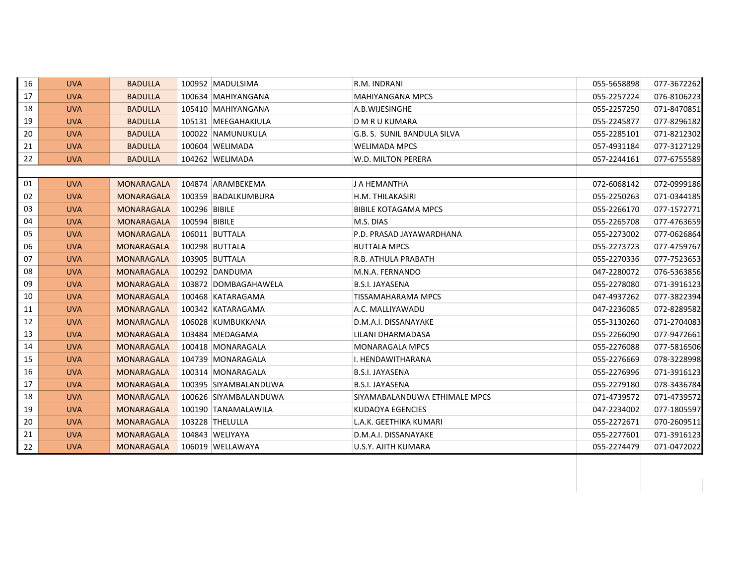| | | | | | | | |
|---|---|---|---|---|---|---|---|
| 16 | UVA | BADULLA | 100952 | MADULSIMA | R.M. INDRANI | 055-5658898 | 077-3672262 |
| 17 | UVA | BADULLA | 100634 | MAHIYANGANA | MAHIYANGANA MPCS | 055-2257224 | 076-8106223 |
| 18 | UVA | BADULLA | 105410 | MAHIYANGANA | A.B.WIJESINGHE | 055-2257250 | 071-8470851 |
| 19 | UVA | BADULLA | 105131 | MEEGAHAKIULA | D M R U KUMARA | 055-2245877 | 077-8296182 |
| 20 | UVA | BADULLA | 100022 | NAMUNUKULA | G.B. S. SUNIL BANDULA SILVA | 055-2285101 | 071-8212302 |
| 21 | UVA | BADULLA | 100604 | WELIMADA | WELIMADA MPCS | 057-4931184 | 077-3127129 |
| 22 | UVA | BADULLA | 104262 | WELIMADA | W.D. MILTON PERERA | 057-2244161 | 077-6755589 |
| | | | | | | | |
| 01 | UVA | MONARAGALA | 104874 | ARAMBEKEMA | J A HEMANTHA | 072-6068142 | 072-0999186 |
| 02 | UVA | MONARAGALA | 100359 | BADALKUMBURA | H.M. THILAKASIRI | 055-2250263 | 071-0344185 |
| 03 | UVA | MONARAGALA | 100296 | BIBILE | BIBILE KOTAGAMA MPCS | 055-2266170 | 077-1572771 |
| 04 | UVA | MONARAGALA | 100594 | BIBILE | M.S. DIAS | 055-2265708 | 077-4763659 |
| 05 | UVA | MONARAGALA | 106011 | BUTTALA | P.D. PRASAD JAYAWARDHANA | 055-2273002 | 077-0626864 |
| 06 | UVA | MONARAGALA | 100298 | BUTTALA | BUTTALA MPCS | 055-2273723 | 077-4759767 |
| 07 | UVA | MONARAGALA | 103905 | BUTTALA | R.B. ATHULA PRABATH | 055-2270336 | 077-7523653 |
| 08 | UVA | MONARAGALA | 100292 | DANDUMA | M.N.A. FERNANDO | 047-2280072 | 076-5363856 |
| 09 | UVA | MONARAGALA | 103872 | DOMBAGAHAWELA | B.S.I. JAYASENA | 055-2278080 | 071-3916123 |
| 10 | UVA | MONARAGALA | 100468 | KATARAGAMA | TISSAMAHARAMA MPCS | 047-4937262 | 077-3822394 |
| 11 | UVA | MONARAGALA | 100342 | KATARAGAMA | A.C. MALLIYAWADU | 047-2236085 | 072-8289582 |
| 12 | UVA | MONARAGALA | 106028 | KUMBUKKANA | D.M.A.I. DISSANAYAKE | 055-3130260 | 071-2704083 |
| 13 | UVA | MONARAGALA | 103484 | MEDAGAMA | LILANI DHARMADASA | 055-2266090 | 077-9472661 |
| 14 | UVA | MONARAGALA | 100418 | MONARAGALA | MONARAGALA MPCS | 055-2276088 | 077-5816506 |
| 15 | UVA | MONARAGALA | 104739 | MONARAGALA | I. HENDAWITHARANA | 055-2276669 | 078-3228998 |
| 16 | UVA | MONARAGALA | 100314 | MONARAGALA | B.S.I. JAYASENA | 055-2276996 | 071-3916123 |
| 17 | UVA | MONARAGALA | 100395 | SIYAMBALANDUWA | B.S.I. JAYASENA | 055-2279180 | 078-3436784 |
| 18 | UVA | MONARAGALA | 100626 | SIYAMBALANDUWA | SIYAMABALANDUWA ETHIMALE MPCS | 071-4739572 | 071-4739572 |
| 19 | UVA | MONARAGALA | 100190 | TANAMALAWILA | KUDAOYA EGENCIES | 047-2234002 | 077-1805597 |
| 20 | UVA | MONARAGALA | 103228 | THELULLA | L.A.K. GEETHIKA KUMARI | 055-2272671 | 070-2609511 |
| 21 | UVA | MONARAGALA | 104843 | WELIYAYA | D.M.A.I. DISSANAYAKE | 055-2277601 | 071-3916123 |
| 22 | UVA | MONARAGALA | 106019 | WELLAWAYA | U.S.Y. AJITH KUMARA | 055-2274479 | 071-0472022 |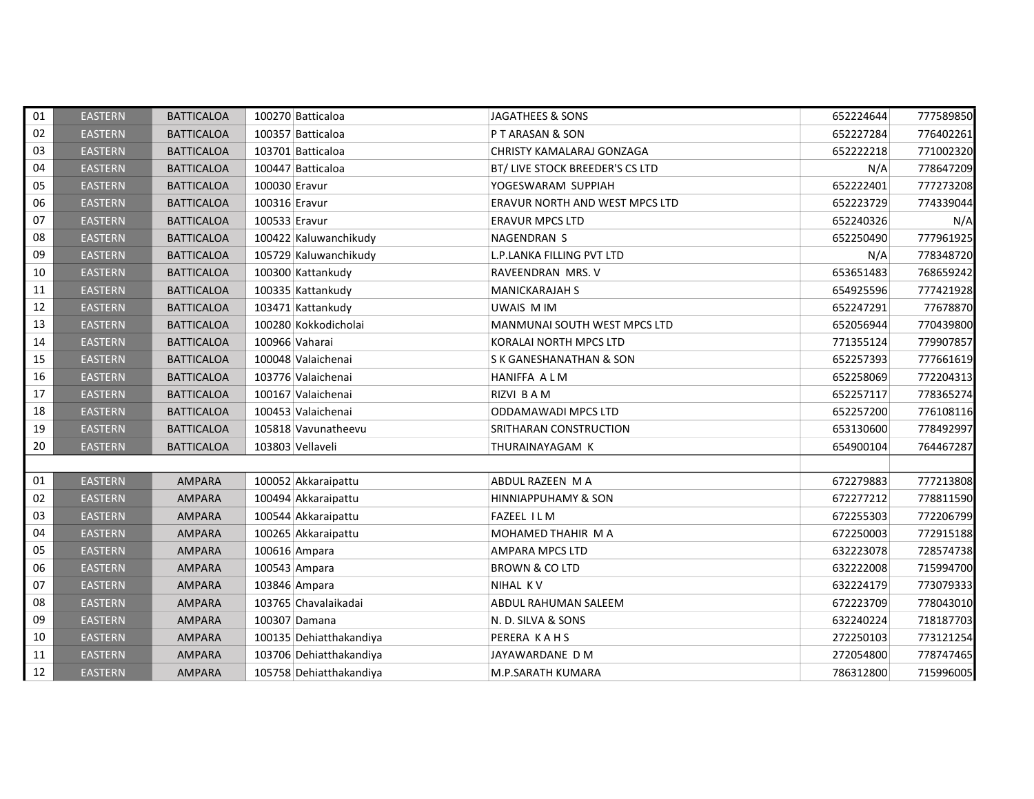| | | | | | | | |
|---|---|---|---|---|---|---|---|
| 01 | EASTERN | BATTICALOA | 100270 | Batticaloa | JAGATHEES & SONS | 652224644 | 777589850 |
| 02 | EASTERN | BATTICALOA | 100357 | Batticaloa | P T ARASAN & SON | 652227284 | 776402261 |
| 03 | EASTERN | BATTICALOA | 103701 | Batticaloa | CHRISTY KAMALARAJ GONZAGA | 652222218 | 771002320 |
| 04 | EASTERN | BATTICALOA | 100447 | Batticaloa | BT/ LIVE STOCK BREEDER'S CS LTD | N/A | 778647209 |
| 05 | EASTERN | BATTICALOA | 100030 | Eravur | YOGESWARAM SUPPIAH | 652222401 | 777273208 |
| 06 | EASTERN | BATTICALOA | 100316 | Eravur | ERAVUR NORTH AND WEST MPCS LTD | 652223729 | 774339044 |
| 07 | EASTERN | BATTICALOA | 100533 | Eravur | ERAVUR MPCS LTD | 652240326 | N/A |
| 08 | EASTERN | BATTICALOA | 100422 | Kaluwanchikudy | NAGENDRAN S | 652250490 | 777961925 |
| 09 | EASTERN | BATTICALOA | 105729 | Kaluwanchikudy | L.P.LANKA FILLING PVT LTD | N/A | 778348720 |
| 10 | EASTERN | BATTICALOA | 100300 | Kattankudy | RAVEENDRAN MRS. V | 653651483 | 768659242 |
| 11 | EASTERN | BATTICALOA | 100335 | Kattankudy | MANICKARAJAH S | 654925596 | 777421928 |
| 12 | EASTERN | BATTICALOA | 103471 | Kattankudy | UWAIS M IM | 652247291 | 77678870 |
| 13 | EASTERN | BATTICALOA | 100280 | Kokkodicholai | MANMUNAI SOUTH WEST MPCS LTD | 652056944 | 770439800 |
| 14 | EASTERN | BATTICALOA | 100966 | Vaharai | KORALAI NORTH MPCS LTD | 771355124 | 779907857 |
| 15 | EASTERN | BATTICALOA | 100048 | Valaichenai | S K GANESHANATHAN & SON | 652257393 | 777661619 |
| 16 | EASTERN | BATTICALOA | 103776 | Valaichenai | HANIFFA A L M | 652258069 | 772204313 |
| 17 | EASTERN | BATTICALOA | 100167 | Valaichenai | RIZVI B A M | 652257117 | 778365274 |
| 18 | EASTERN | BATTICALOA | 100453 | Valaichenai | ODDAMAWADI MPCS LTD | 652257200 | 776108116 |
| 19 | EASTERN | BATTICALOA | 105818 | Vavunatheevu | SRITHARAN CONSTRUCTION | 653130600 | 778492997 |
| 20 | EASTERN | BATTICALOA | 103803 | Vellaveli | THURAINAYAGAM K | 654900104 | 764467287 |
| | | | | | | | |
| 01 | EASTERN | AMPARA | 100052 | Akkaraipattu | ABDUL RAZEEN M A | 672279883 | 777213808 |
| 02 | EASTERN | AMPARA | 100494 | Akkaraipattu | HINNIAPPUHAMY & SON | 672277212 | 778811590 |
| 03 | EASTERN | AMPARA | 100544 | Akkaraipattu | FAZEEL I L M | 672255303 | 772206799 |
| 04 | EASTERN | AMPARA | 100265 | Akkaraipattu | MOHAMED THAHIR M A | 672250003 | 772915188 |
| 05 | EASTERN | AMPARA | 100616 | Ampara | AMPARA MPCS LTD | 632223078 | 728574738 |
| 06 | EASTERN | AMPARA | 100543 | Ampara | BROWN & CO LTD | 632222008 | 715994700 |
| 07 | EASTERN | AMPARA | 103846 | Ampara | NIHAL K V | 632224179 | 773079333 |
| 08 | EASTERN | AMPARA | 103765 | Chavalaikadai | ABDUL RAHUMAN SALEEM | 672223709 | 778043010 |
| 09 | EASTERN | AMPARA | 100307 | Damana | N. D. SILVA & SONS | 632240224 | 718187703 |
| 10 | EASTERN | AMPARA | 100135 | Dehiatthakandiya | PERERA K A H S | 272250103 | 773121254 |
| 11 | EASTERN | AMPARA | 103706 | Dehiatthakandiya | JAYAWARDANE D M | 272054800 | 778747465 |
| 12 | EASTERN | AMPARA | 105758 | Dehiatthakandiya | M.P.SARATH KUMARA | 786312800 | 715996005 |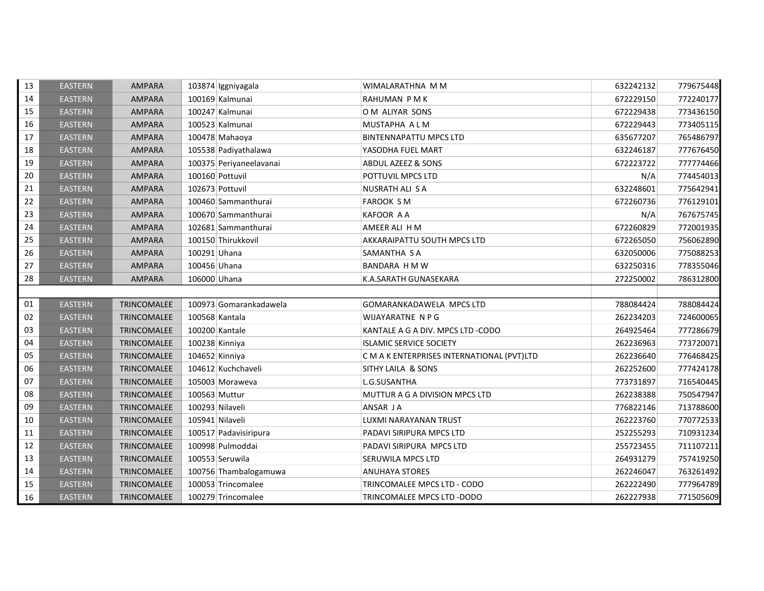| | | | | | | | |
|---|---|---|---|---|---|---|---|
| 13 | EASTERN | AMPARA | 103874 | Iggniyagala | WIMALARATHNA M M | 632242132 | 779675448 |
| 14 | EASTERN | AMPARA | 100169 | Kalmunai | RAHUMAN P M K | 672229150 | 772240177 |
| 15 | EASTERN | AMPARA | 100247 | Kalmunai | O M ALIYAR SONS | 672229438 | 773436150 |
| 16 | EASTERN | AMPARA | 100523 | Kalmunai | MUSTAPHA A L M | 672229443 | 773405115 |
| 17 | EASTERN | AMPARA | 100478 | Mahaoya | BINTENNAPATTU MPCS LTD | 635677207 | 765486797 |
| 18 | EASTERN | AMPARA | 105538 | Padiyathalawa | YASODHA FUEL MART | 632246187 | 777676450 |
| 19 | EASTERN | AMPARA | 100375 | Periyaneelavanai | ABDUL AZEEZ & SONS | 672223722 | 777774466 |
| 20 | EASTERN | AMPARA | 100160 | Pottuvil | POTTUVIL MPCS LTD | N/A | 774454013 |
| 21 | EASTERN | AMPARA | 102673 | Pottuvil | NUSRATH ALI S A | 632248601 | 775642941 |
| 22 | EASTERN | AMPARA | 100460 | Sammanthurai | FAROOK S M | 672260736 | 776129101 |
| 23 | EASTERN | AMPARA | 100670 | Sammanthurai | KAFOOR A A | N/A | 767675745 |
| 24 | EASTERN | AMPARA | 102681 | Sammanthurai | AMEER ALI H M | 672260829 | 772001935 |
| 25 | EASTERN | AMPARA | 100150 | Thirukkovil | AKKARAIPATTU SOUTH MPCS LTD | 672265050 | 756062890 |
| 26 | EASTERN | AMPARA | 100291 | Uhana | SAMANTHA S A | 632050006 | 775088253 |
| 27 | EASTERN | AMPARA | 100456 | Uhana | BANDARA H M W | 632250316 | 778355046 |
| 28 | EASTERN | AMPARA | 106000 | Uhana | K.A.SARATH GUNASEKARA | 272250002 | 786312800 |
| | | | | | | | |
| 01 | EASTERN | TRINCOMALEE | 100973 | Gomarankadawela | GOMARANKADAWELA MPCS LTD | 788084424 | 788084424 |
| 02 | EASTERN | TRINCOMALEE | 100568 | Kantala | WIJAYARATNE N P G | 262234203 | 724600065 |
| 03 | EASTERN | TRINCOMALEE | 100200 | Kantale | KANTALE A G A DIV. MPCS LTD -CODO | 264925464 | 777286679 |
| 04 | EASTERN | TRINCOMALEE | 100238 | Kinniya | ISLAMIC SERVICE SOCIETY | 262236963 | 773720071 |
| 05 | EASTERN | TRINCOMALEE | 104652 | Kinniya | C M A K ENTERPRISES INTERNATIONAL (PVT)LTD | 262236640 | 776468425 |
| 06 | EASTERN | TRINCOMALEE | 104612 | Kuchchaveli | SITHY LAILA & SONS | 262252600 | 777424178 |
| 07 | EASTERN | TRINCOMALEE | 105003 | Moraweva | L.G.SUSANTHA | 773731897 | 716540445 |
| 08 | EASTERN | TRINCOMALEE | 100563 | Muttur | MUTTUR A G A DIVISION MPCS LTD | 262238388 | 750547947 |
| 09 | EASTERN | TRINCOMALEE | 100293 | Nilaveli | ANSAR J A | 776822146 | 713788600 |
| 10 | EASTERN | TRINCOMALEE | 105941 | Nilaveli | LUXMI NARAYANAN TRUST | 262223760 | 770772533 |
| 11 | EASTERN | TRINCOMALEE | 100517 | Padavisiripura | PADAVI SIRIPURA MPCS LTD | 252255293 | 710931234 |
| 12 | EASTERN | TRINCOMALEE | 100998 | Pulmoddai | PADAVI SIRIPURA MPCS LTD | 255723455 | 711107211 |
| 13 | EASTERN | TRINCOMALEE | 100553 | Seruwila | SERUWILA MPCS LTD | 264931279 | 757419250 |
| 14 | EASTERN | TRINCOMALEE | 100756 | Thambalogamuwa | ANUHAYA STORES | 262246047 | 763261492 |
| 15 | EASTERN | TRINCOMALEE | 100053 | Trincomalee | TRINCOMALEE MPCS LTD - CODO | 262222490 | 777964789 |
| 16 | EASTERN | TRINCOMALEE | 100279 | Trincomalee | TRINCOMALEE MPCS LTD -DODO | 262227938 | 771505609 |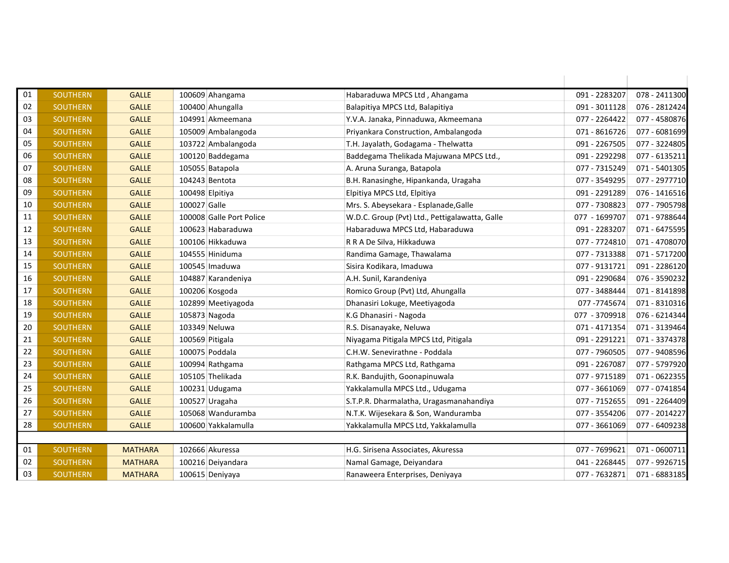| | | | | | | | |
|---|---|---|---|---|---|---|---|
| 01 | SOUTHERN | GALLE | 100609 | Ahangama | Habaraduwa MPCS Ltd , Ahangama | 091 - 2283207 | 078 - 2411300 |
| 02 | SOUTHERN | GALLE | 100400 | Ahungalla | Balapitiya MPCS Ltd, Balapitiya | 091 - 3011128 | 076 - 2812424 |
| 03 | SOUTHERN | GALLE | 104991 | Akmeemana | Y.V.A. Janaka, Pinnaduwa, Akmeemana | 077 - 2264422 | 077 - 4580876 |
| 04 | SOUTHERN | GALLE | 105009 | Ambalangoda | Priyankara Construction, Ambalangoda | 071 - 8616726 | 077 - 6081699 |
| 05 | SOUTHERN | GALLE | 103722 | Ambalangoda | T.H. Jayalath, Godagama - Thelwatta | 091 - 2267505 | 077 - 3224805 |
| 06 | SOUTHERN | GALLE | 100120 | Baddegama | Baddegama Thelikada Majuwana MPCS Ltd., | 091 - 2292298 | 077 - 6135211 |
| 07 | SOUTHERN | GALLE | 105055 | Batapola | A. Aruna Suranga, Batapola | 077 - 7315249 | 071 - 5401305 |
| 08 | SOUTHERN | GALLE | 104243 | Bentota | B.H. Ranasinghe, Hipankanda, Uragaha | 077 - 3549295 | 077 - 2977710 |
| 09 | SOUTHERN | GALLE | 100498 | Elpitiya | Elpitiya MPCS Ltd, Elpitiya | 091 - 2291289 | 076 - 1416516 |
| 10 | SOUTHERN | GALLE | 100027 | Galle | Mrs. S. Abeysekara - Esplanade,Galle | 077 - 7308823 | 077 - 7905798 |
| 11 | SOUTHERN | GALLE | 100008 | Galle Port Police | W.D.C. Group (Pvt) Ltd., Pettigalawatta, Galle | 077 - 1699707 | 071 - 9788644 |
| 12 | SOUTHERN | GALLE | 100623 | Habaraduwa | Habaraduwa MPCS Ltd, Habaraduwa | 091 - 2283207 | 071 - 6475595 |
| 13 | SOUTHERN | GALLE | 100106 | Hikkaduwa | R R A De Silva, Hikkaduwa | 077 - 7724810 | 071 - 4708070 |
| 14 | SOUTHERN | GALLE | 104555 | Hiniduma | Randima Gamage, Thawalama | 077 - 7313388 | 071 - 5717200 |
| 15 | SOUTHERN | GALLE | 100545 | Imaduwa | Sisira Kodikara, Imaduwa | 077 - 9131721 | 091 - 2286120 |
| 16 | SOUTHERN | GALLE | 104887 | Karandeniya | A.H. Sunil, Karandeniya | 091 - 2290684 | 076 - 3590232 |
| 17 | SOUTHERN | GALLE | 100206 | Kosgoda | Romico Group (Pvt) Ltd, Ahungalla | 077 - 3488444 | 071 - 8141898 |
| 18 | SOUTHERN | GALLE | 102899 | Meetiyagoda | Dhanasiri Lokuge, Meetiyagoda | 077 -7745674 | 071 - 8310316 |
| 19 | SOUTHERN | GALLE | 105873 | Nagoda | K.G Dhanasiri - Nagoda | 077 - 3709918 | 076 - 6214344 |
| 20 | SOUTHERN | GALLE | 103349 | Neluwa | R.S. Disanayake, Neluwa | 071 - 4171354 | 071 - 3139464 |
| 21 | SOUTHERN | GALLE | 100569 | Pitigala | Niyagama Pitigala MPCS Ltd, Pitigala | 091 - 2291221 | 071 - 3374378 |
| 22 | SOUTHERN | GALLE | 100075 | Poddala | C.H.W. Senevirathne - Poddala | 077 - 7960505 | 077 - 9408596 |
| 23 | SOUTHERN | GALLE | 100994 | Rathgama | Rathgama MPCS Ltd, Rathgama | 091 - 2267087 | 077 - 5797920 |
| 24 | SOUTHERN | GALLE | 105105 | Thelikada | R.K. Bandujith, Goonapinuwala | 077 - 9715189 | 071 - 0622355 |
| 25 | SOUTHERN | GALLE | 100231 | Udugama | Yakkalamulla MPCS Ltd., Udugama | 077 - 3661069 | 077 - 0741854 |
| 26 | SOUTHERN | GALLE | 100527 | Uragaha | S.T.P.R. Dharmalatha, Uragasmanahandiya | 077 - 7152655 | 091 - 2264409 |
| 27 | SOUTHERN | GALLE | 105068 | Wanduramba | N.T.K. Wijesekara & Son, Wanduramba | 077 - 3554206 | 077 - 2014227 |
| 28 | SOUTHERN | GALLE | 100600 | Yakkalamulla | Yakkalamulla MPCS Ltd, Yakkalamulla | 077 - 3661069 | 077 - 6409238 |
| | | | | | | | |
| 01 | SOUTHERN | MATHARA | 102666 | Akuressa | H.G. Sirisena Associates, Akuressa | 077 - 7699621 | 071 - 0600711 |
| 02 | SOUTHERN | MATHARA | 100216 | Deiyandara | Namal Gamage, Deiyandara | 041 - 2268445 | 077 - 9926715 |
| 03 | SOUTHERN | MATHARA | 100615 | Deniyaya | Ranaweera Enterprises, Deniyaya | 077 - 7632871 | 071 - 6883185 |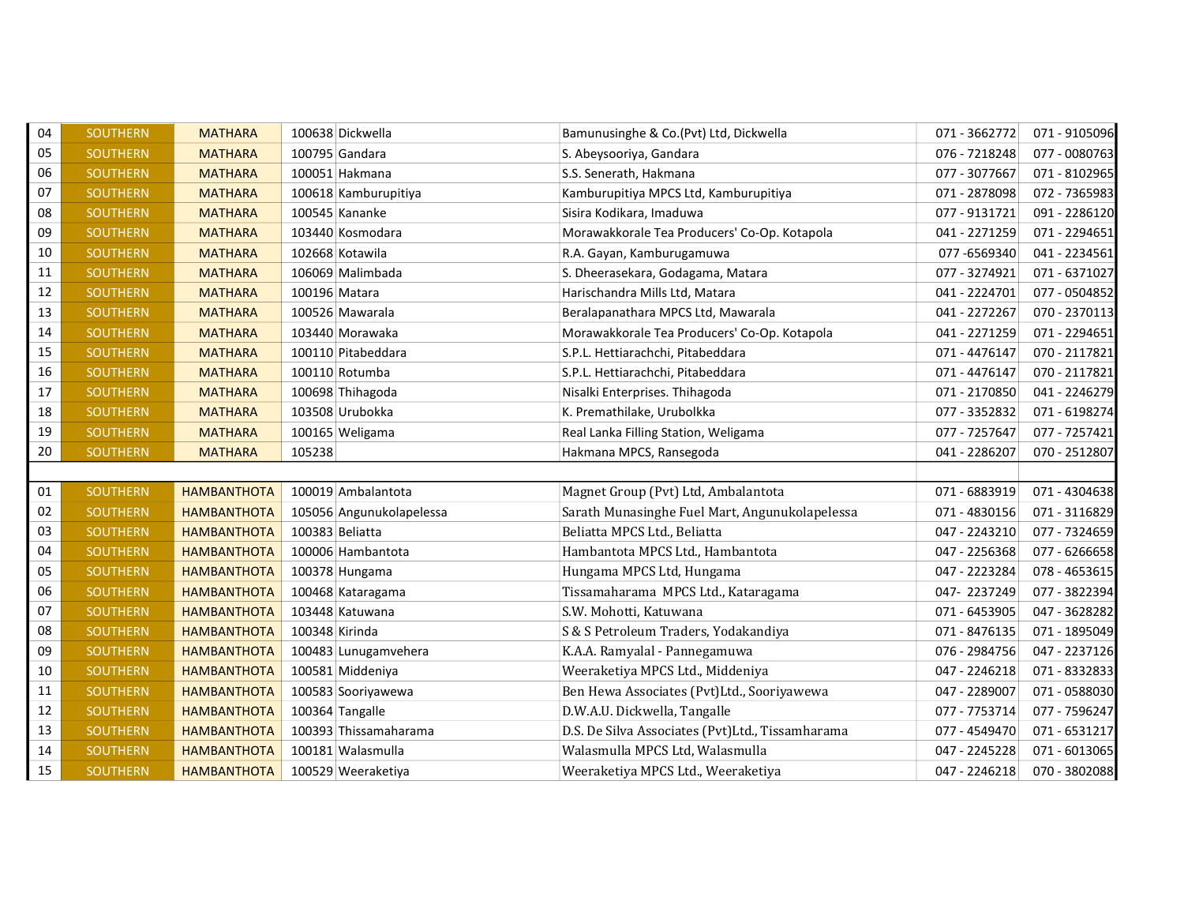| | | | | | | | |
|---|---|---|---|---|---|---|---|
| 04 | SOUTHERN | MATHARA | 100638 | Dickwella | Bamunusinghe & Co.(Pvt) Ltd, Dickwella | 071 - 3662772 | 071 - 9105096 |
| 05 | SOUTHERN | MATHARA | 100795 | Gandara | S. Abeysooriya, Gandara | 076 - 7218248 | 077 - 0080763 |
| 06 | SOUTHERN | MATHARA | 100051 | Hakmana | S.S. Senerath, Hakmana | 077 - 3077667 | 071 - 8102965 |
| 07 | SOUTHERN | MATHARA | 100618 | Kamburupitiya | Kamburupitiya MPCS Ltd, Kamburupitiya | 071 - 2878098 | 072 - 7365983 |
| 08 | SOUTHERN | MATHARA | 100545 | Kananke | Sisira Kodikara, Imaduwa | 077 - 9131721 | 091 - 2286120 |
| 09 | SOUTHERN | MATHARA | 103440 | Kosmodara | Morawakkorale Tea Producers' Co-Op. Kotapola | 041 - 2271259 | 071 - 2294651 |
| 10 | SOUTHERN | MATHARA | 102668 | Kotawila | R.A. Gayan, Kamburugamuwa | 077 -6569340 | 041 - 2234561 |
| 11 | SOUTHERN | MATHARA | 106069 | Malimbada | S. Dheerasekara, Godagama, Matara | 077 - 3274921 | 071 - 6371027 |
| 12 | SOUTHERN | MATHARA | 100196 | Matara | Harischandra Mills Ltd, Matara | 041 - 2224701 | 077 - 0504852 |
| 13 | SOUTHERN | MATHARA | 100526 | Mawarala | Beralapanathara MPCS Ltd, Mawarala | 041 - 2272267 | 070 - 2370113 |
| 14 | SOUTHERN | MATHARA | 103440 | Morawaka | Morawakkorale Tea Producers' Co-Op. Kotapola | 041 - 2271259 | 071 - 2294651 |
| 15 | SOUTHERN | MATHARA | 100110 | Pitabeddara | S.P.L. Hettiarachchi, Pitabeddara | 071 - 4476147 | 070 - 2117821 |
| 16 | SOUTHERN | MATHARA | 100110 | Rotumba | S.P.L. Hettiarachchi, Pitabeddara | 071 - 4476147 | 070 - 2117821 |
| 17 | SOUTHERN | MATHARA | 100698 | Thihagoda | Nisalki Enterprises. Thihagoda | 071 - 2170850 | 041 - 2246279 |
| 18 | SOUTHERN | MATHARA | 103508 | Urubokka | K. Premathilake, Urubolkka | 077 - 3352832 | 071 - 6198274 |
| 19 | SOUTHERN | MATHARA | 100165 | Weligama | Real Lanka Filling Station, Weligama | 077 - 7257647 | 077 - 7257421 |
| 20 | SOUTHERN | MATHARA | 105238 | | Hakmana MPCS, Ransegoda | 041 - 2286207 | 070 - 2512807 |
| | | | | | | | |
| 01 | SOUTHERN | HAMBANTHOTA | 100019 | Ambalantota | Magnet Group (Pvt) Ltd, Ambalantota | 071 - 6883919 | 071 - 4304638 |
| 02 | SOUTHERN | HAMBANTHOTA | 105056 | Angunukolapelessa | Sarath Munasinghe Fuel Mart, Angunukolapelessa | 071 - 4830156 | 071 - 3116829 |
| 03 | SOUTHERN | HAMBANTHOTA | 100383 | Beliatta | Beliatta MPCS Ltd., Beliatta | 047 - 2243210 | 077 - 7324659 |
| 04 | SOUTHERN | HAMBANTHOTA | 100006 | Hambantota | Hambantota MPCS Ltd., Hambantota | 047 - 2256368 | 077 - 6266658 |
| 05 | SOUTHERN | HAMBANTHOTA | 100378 | Hungama | Hungama MPCS Ltd, Hungama | 047 - 2223284 | 078 - 4653615 |
| 06 | SOUTHERN | HAMBANTHOTA | 100468 | Kataragama | Tissamaharama MPCS Ltd., Kataragama | 047- 2237249 | 077 - 3822394 |
| 07 | SOUTHERN | HAMBANTHOTA | 103448 | Katuwana | S.W. Mohotti, Katuwana | 071 - 6453905 | 047 - 3628282 |
| 08 | SOUTHERN | HAMBANTHOTA | 100348 | Kirinda | S & S Petroleum Traders, Yodakandiya | 071 - 8476135 | 071 - 1895049 |
| 09 | SOUTHERN | HAMBANTHOTA | 100483 | Lunugamvehera | K.A.A. Ramyalal - Pannegamuwa | 076 - 2984756 | 047 - 2237126 |
| 10 | SOUTHERN | HAMBANTHOTA | 100581 | Middeniya | Weeraketiya MPCS Ltd., Middeniya | 047 - 2246218 | 071 - 8332833 |
| 11 | SOUTHERN | HAMBANTHOTA | 100583 | Sooriyawewa | Ben Hewa Associates (Pvt)Ltd., Sooriyawewa | 047 - 2289007 | 071 - 0588030 |
| 12 | SOUTHERN | HAMBANTHOTA | 100364 | Tangalle | D.W.A.U. Dickwella, Tangalle | 077 - 7753714 | 077 - 7596247 |
| 13 | SOUTHERN | HAMBANTHOTA | 100393 | Thissamaharama | D.S. De Silva Associates (Pvt)Ltd., Tissamharama | 077 - 4549470 | 071 - 6531217 |
| 14 | SOUTHERN | HAMBANTHOTA | 100181 | Walasmulla | Walasmulla MPCS Ltd, Walasmulla | 047 - 2245228 | 071 - 6013065 |
| 15 | SOUTHERN | HAMBANTHOTA | 100529 | Weeraketiya | Weeraketiya MPCS Ltd., Weeraketiya | 047 - 2246218 | 070 - 3802088 |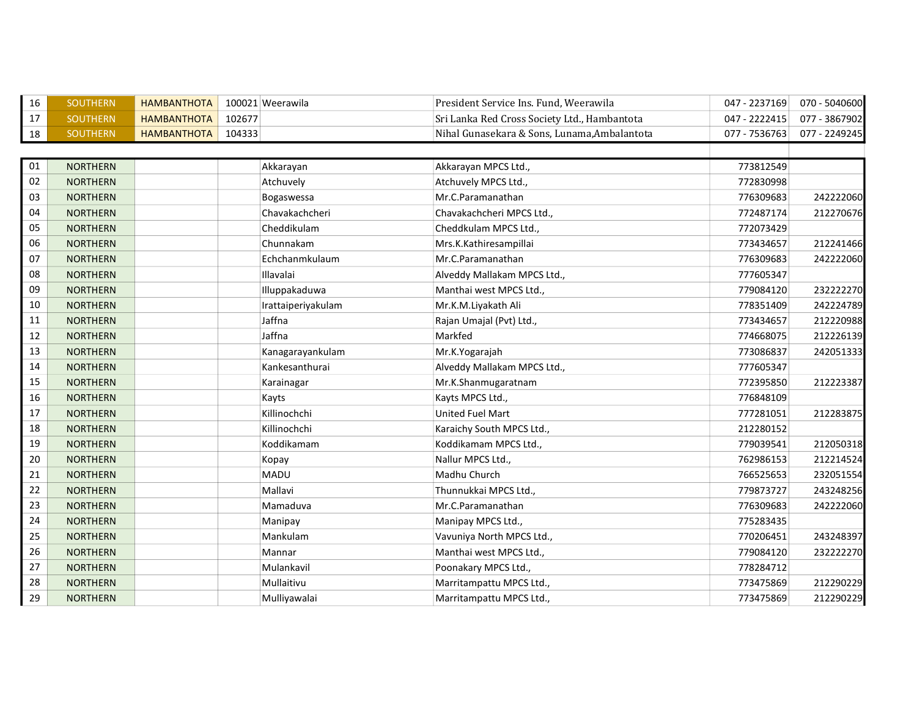| | | | | | | | |
|---|---|---|---|---|---|---|---|
| 16 | SOUTHERN | HAMBANTHOTA | 100021 | Weerawila | President Service Ins. Fund, Weerawila | 047 - 2237169 | 070 - 5040600 |
| 17 | SOUTHERN | HAMBANTHOTA | 102677 | | Sri Lanka Red Cross Society Ltd., Hambantota | 047 - 2222415 | 077 - 3867902 |
| 18 | SOUTHERN | HAMBANTHOTA | 104333 | | Nihal Gunasekara & Sons, Lunama,Ambalantota | 077 - 7536763 | 077 - 2249245 |

| | | | | | | | |
|---|---|---|---|---|---|---|---|
| 01 | NORTHERN | | | Akkarayan | Akkarayan MPCS Ltd., | 773812549 | |
| 02 | NORTHERN | | | Atchuvely | Atchuvely MPCS Ltd., | 772830998 | |
| 03 | NORTHERN | | | Bogaswessa | Mr.C.Paramanathan | 776309683 | 242222060 |
| 04 | NORTHERN | | | Chavakachcheri | Chavakachcheri MPCS Ltd., | 772487174 | 212270676 |
| 05 | NORTHERN | | | Cheddikulam | Cheddkulam MPCS Ltd., | 772073429 | |
| 06 | NORTHERN | | | Chunnakam | Mrs.K.Kathiresampillai | 773434657 | 212241466 |
| 07 | NORTHERN | | | Echchanmkulaum | Mr.C.Paramanathan | 776309683 | 242222060 |
| 08 | NORTHERN | | | Illavalai | Alveddy Mallakam MPCS Ltd., | 777605347 | |
| 09 | NORTHERN | | | Illuppakaduwa | Manthai west MPCS Ltd., | 779084120 | 232222270 |
| 10 | NORTHERN | | | Irattaiperiyakulam | Mr.K.M.Liyakath Ali | 778351409 | 242224789 |
| 11 | NORTHERN | | | Jaffna | Rajan Umajal (Pvt) Ltd., | 773434657 | 212220988 |
| 12 | NORTHERN | | | Jaffna | Markfed | 774668075 | 212226139 |
| 13 | NORTHERN | | | Kanagarayankulam | Mr.K.Yogarajah | 773086837 | 242051333 |
| 14 | NORTHERN | | | Kankesanthurai | Alveddy Mallakam MPCS Ltd., | 777605347 | |
| 15 | NORTHERN | | | Karainagar | Mr.K.Shanmugaratnam | 772395850 | 212223387 |
| 16 | NORTHERN | | | Kayts | Kayts MPCS Ltd., | 776848109 | |
| 17 | NORTHERN | | | Killinochchi | United Fuel Mart | 777281051 | 212283875 |
| 18 | NORTHERN | | | Killinochchi | Karaichy South MPCS Ltd., | 212280152 | |
| 19 | NORTHERN | | | Koddikamam | Koddikamam MPCS Ltd., | 779039541 | 212050318 |
| 20 | NORTHERN | | | Kopay | Nallur MPCS Ltd., | 762986153 | 212214524 |
| 21 | NORTHERN | | | MADU | Madhu Church | 766525653 | 232051554 |
| 22 | NORTHERN | | | Mallavi | Thunnukkai MPCS Ltd., | 779873727 | 243248256 |
| 23 | NORTHERN | | | Mamaduva | Mr.C.Paramanathan | 776309683 | 242222060 |
| 24 | NORTHERN | | | Manipay | Manipay MPCS Ltd., | 775283435 | |
| 25 | NORTHERN | | | Mankulam | Vavuniya North MPCS Ltd., | 770206451 | 243248397 |
| 26 | NORTHERN | | | Mannar | Manthai west MPCS Ltd., | 779084120 | 232222270 |
| 27 | NORTHERN | | | Mulankavil | Poonakary MPCS Ltd., | 778284712 | |
| 28 | NORTHERN | | | Mullaitivu | Marritampattu MPCS Ltd., | 773475869 | 212290229 |
| 29 | NORTHERN | | | Mulliyawalai | Marritampattu MPCS Ltd., | 773475869 | 212290229 |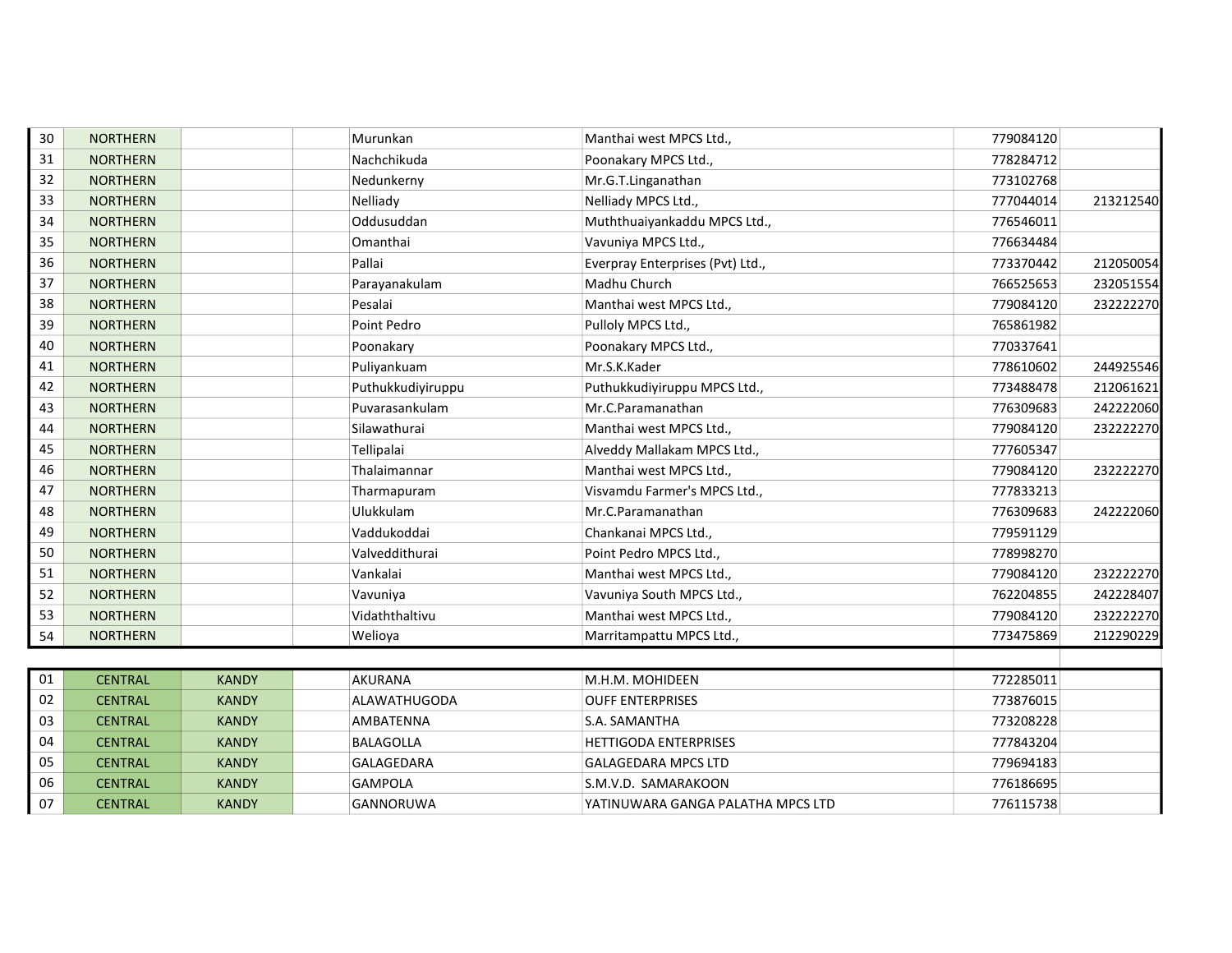| | | | | | | | |
|---|---|---|---|---|---|---|---|
| 30 | NORTHERN | | | Murunkan | Manthai west MPCS Ltd., | 779084120 | |
| 31 | NORTHERN | | | Nachchikuda | Poonakary MPCS Ltd., | 778284712 | |
| 32 | NORTHERN | | | Nedunkerny | Mr.G.T.Linganathan | 773102768 | |
| 33 | NORTHERN | | | Nelliady | Nelliady MPCS Ltd., | 777044014 | 213212540 |
| 34 | NORTHERN | | | Oddusuddan | Muththuaiyankaddu MPCS Ltd., | 776546011 | |
| 35 | NORTHERN | | | Omanthai | Vavuniya MPCS Ltd., | 776634484 | |
| 36 | NORTHERN | | | Pallai | Everpray Enterprises (Pvt) Ltd., | 773370442 | 212050054 |
| 37 | NORTHERN | | | Parayanakulam | Madhu Church | 766525653 | 232051554 |
| 38 | NORTHERN | | | Pesalai | Manthai west MPCS Ltd., | 779084120 | 232222270 |
| 39 | NORTHERN | | | Point Pedro | Pulloly MPCS Ltd., | 765861982 | |
| 40 | NORTHERN | | | Poonakary | Poonakary MPCS Ltd., | 770337641 | |
| 41 | NORTHERN | | | Puliyankuam | Mr.S.K.Kader | 778610602 | 244925546 |
| 42 | NORTHERN | | | Puthukkudiyiruppu | Puthukkudiyiruppu MPCS Ltd., | 773488478 | 212061621 |
| 43 | NORTHERN | | | Puvarasankulam | Mr.C.Paramanathan | 776309683 | 242222060 |
| 44 | NORTHERN | | | Silawathurai | Manthai west MPCS Ltd., | 779084120 | 232222270 |
| 45 | NORTHERN | | | Tellipalai | Alveddy Mallakam MPCS Ltd., | 777605347 | |
| 46 | NORTHERN | | | Thalaimannar | Manthai west MPCS Ltd., | 779084120 | 232222270 |
| 47 | NORTHERN | | | Tharmapuram | Visvamdu Farmer's MPCS Ltd., | 777833213 | |
| 48 | NORTHERN | | | Ulukkulam | Mr.C.Paramanathan | 776309683 | 242222060 |
| 49 | NORTHERN | | | Vaddukoddai | Chankanai MPCS Ltd., | 779591129 | |
| 50 | NORTHERN | | | Valveddithurai | Point Pedro MPCS Ltd., | 778998270 | |
| 51 | NORTHERN | | | Vankalai | Manthai west MPCS Ltd., | 779084120 | 232222270 |
| 52 | NORTHERN | | | Vavuniya | Vavuniya South MPCS Ltd., | 762204855 | 242228407 |
| 53 | NORTHERN | | | Vidaththaltivu | Manthai west MPCS Ltd., | 779084120 | 232222270 |
| 54 | NORTHERN | | | Welioya | Marritampattu MPCS Ltd., | 773475869 | 212290229 |

| | | | | | | | |
|---|---|---|---|---|---|---|---|
| 01 | CENTRAL | KANDY | | AKURANA | M.H.M. MOHIDEEN | 772285011 | |
| 02 | CENTRAL | KANDY | | ALAWATHUGODA | OUFF ENTERPRISES | 773876015 | |
| 03 | CENTRAL | KANDY | | AMBATENNA | S.A. SAMANTHA | 773208228 | |
| 04 | CENTRAL | KANDY | | BALAGOLLA | HETTIGODA ENTERPRISES | 777843204 | |
| 05 | CENTRAL | KANDY | | GALAGEDARA | GALAGEDARA MPCS LTD | 779694183 | |
| 06 | CENTRAL | KANDY | | GAMPOLA | S.M.V.D. SAMARAKOON | 776186695 | |
| 07 | CENTRAL | KANDY | | GANNORUWA | YATINUWARA GANGA PALATHA MPCS LTD | 776115738 | |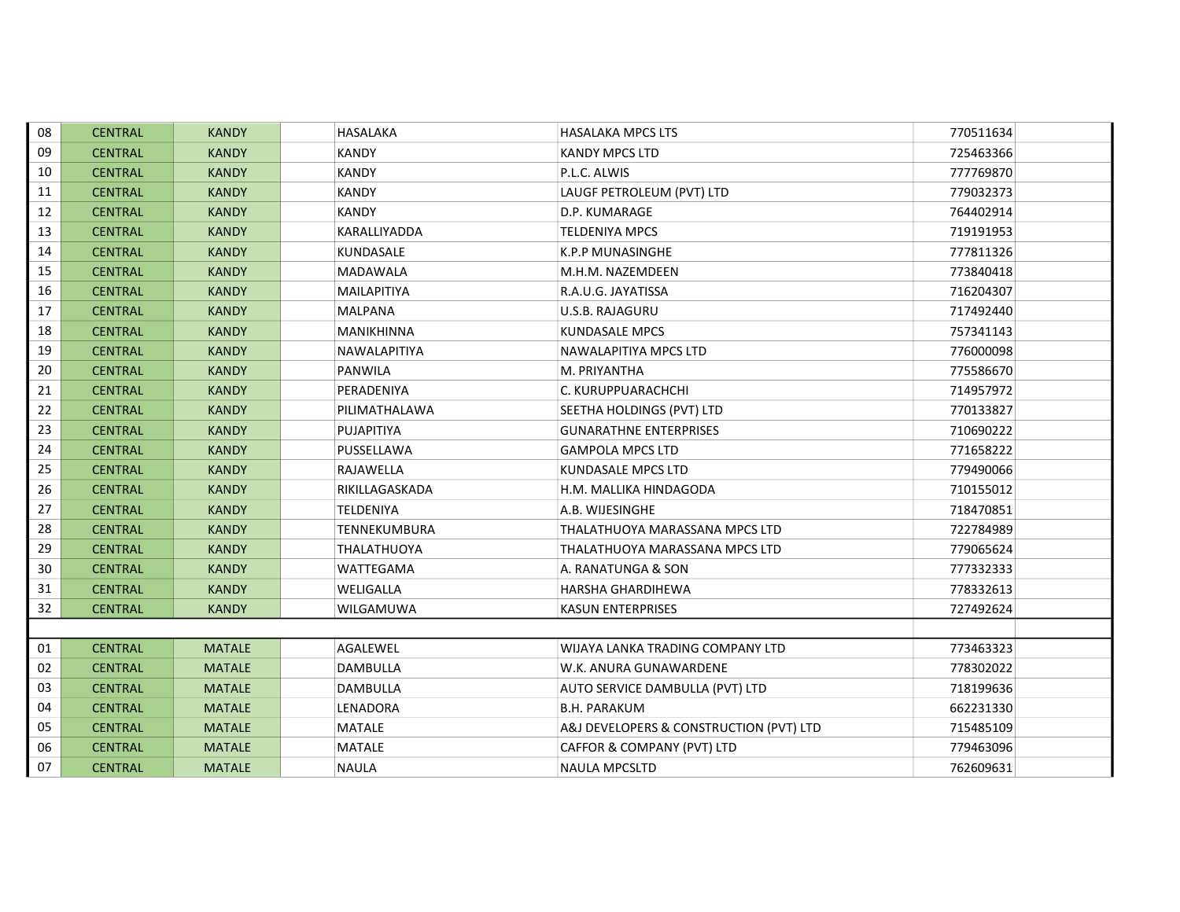| | | | | | | | |
|---|---|---|---|---|---|---|---|
| 08 | CENTRAL | KANDY | | HASALAKA | HASALAKA MPCS LTS | 770511634 | |
| 09 | CENTRAL | KANDY | | KANDY | KANDY MPCS LTD | 725463366 | |
| 10 | CENTRAL | KANDY | | KANDY | P.L.C. ALWIS | 777769870 | |
| 11 | CENTRAL | KANDY | | KANDY | LAUGF PETROLEUM (PVT) LTD | 779032373 | |
| 12 | CENTRAL | KANDY | | KANDY | D.P. KUMARAGE | 764402914 | |
| 13 | CENTRAL | KANDY | | KARALLIYADDA | TELDENIYA MPCS | 719191953 | |
| 14 | CENTRAL | KANDY | | KUNDASALE | K.P.P MUNASINGHE | 777811326 | |
| 15 | CENTRAL | KANDY | | MADAWALA | M.H.M. NAZEMDEEN | 773840418 | |
| 16 | CENTRAL | KANDY | | MAILAPITIYA | R.A.U.G. JAYATISSA | 716204307 | |
| 17 | CENTRAL | KANDY | | MALPANA | U.S.B. RAJAGURU | 717492440 | |
| 18 | CENTRAL | KANDY | | MANIKHINNA | KUNDASALE MPCS | 757341143 | |
| 19 | CENTRAL | KANDY | | NAWALAPITIYA | NAWALAPITIYA MPCS LTD | 776000098 | |
| 20 | CENTRAL | KANDY | | PANWILA | M. PRIYANTHA | 775586670 | |
| 21 | CENTRAL | KANDY | | PERADENIYA | C. KURUPPUARACHCHI | 714957972 | |
| 22 | CENTRAL | KANDY | | PILIMATHALAWA | SEETHA HOLDINGS (PVT) LTD | 770133827 | |
| 23 | CENTRAL | KANDY | | PUJAPITIYA | GUNARATHNE ENTERPRISES | 710690222 | |
| 24 | CENTRAL | KANDY | | PUSSELLAWA | GAMPOLA MPCS LTD | 771658222 | |
| 25 | CENTRAL | KANDY | | RAJAWELLA | KUNDASALE MPCS LTD | 779490066 | |
| 26 | CENTRAL | KANDY | | RIKILLAGASKADA | H.M. MALLIKA HINDAGODA | 710155012 | |
| 27 | CENTRAL | KANDY | | TELDENIYA | A.B. WIJESINGHE | 718470851 | |
| 28 | CENTRAL | KANDY | | TENNEKUMBURA | THALATHUOYA MARASSANA MPCS LTD | 722784989 | |
| 29 | CENTRAL | KANDY | | THALATHUOYA | THALATHUOYA MARASSANA MPCS LTD | 779065624 | |
| 30 | CENTRAL | KANDY | | WATTEGAMA | A. RANATUNGA & SON | 777332333 | |
| 31 | CENTRAL | KANDY | | WELIGALLA | HARSHA GHARDIHEWA | 778332613 | |
| 32 | CENTRAL | KANDY | | WILGAMUWA | KASUN ENTERPRISES | 727492624 | |
| | | | | | | | |
| 01 | CENTRAL | MATALE | | AGALEWEL | WIJAYA LANKA TRADING COMPANY LTD | 773463323 | |
| 02 | CENTRAL | MATALE | | DAMBULLA | W.K. ANURA GUNAWARDENE | 778302022 | |
| 03 | CENTRAL | MATALE | | DAMBULLA | AUTO SERVICE DAMBULLA (PVT) LTD | 718199636 | |
| 04 | CENTRAL | MATALE | | LENADORA | B.H. PARAKUM | 662231330 | |
| 05 | CENTRAL | MATALE | | MATALE | A&J DEVELOPERS & CONSTRUCTION (PVT) LTD | 715485109 | |
| 06 | CENTRAL | MATALE | | MATALE | CAFFOR & COMPANY (PVT) LTD | 779463096 | |
| 07 | CENTRAL | MATALE | | NAULA | NAULA MPCSLTD | 762609631 | |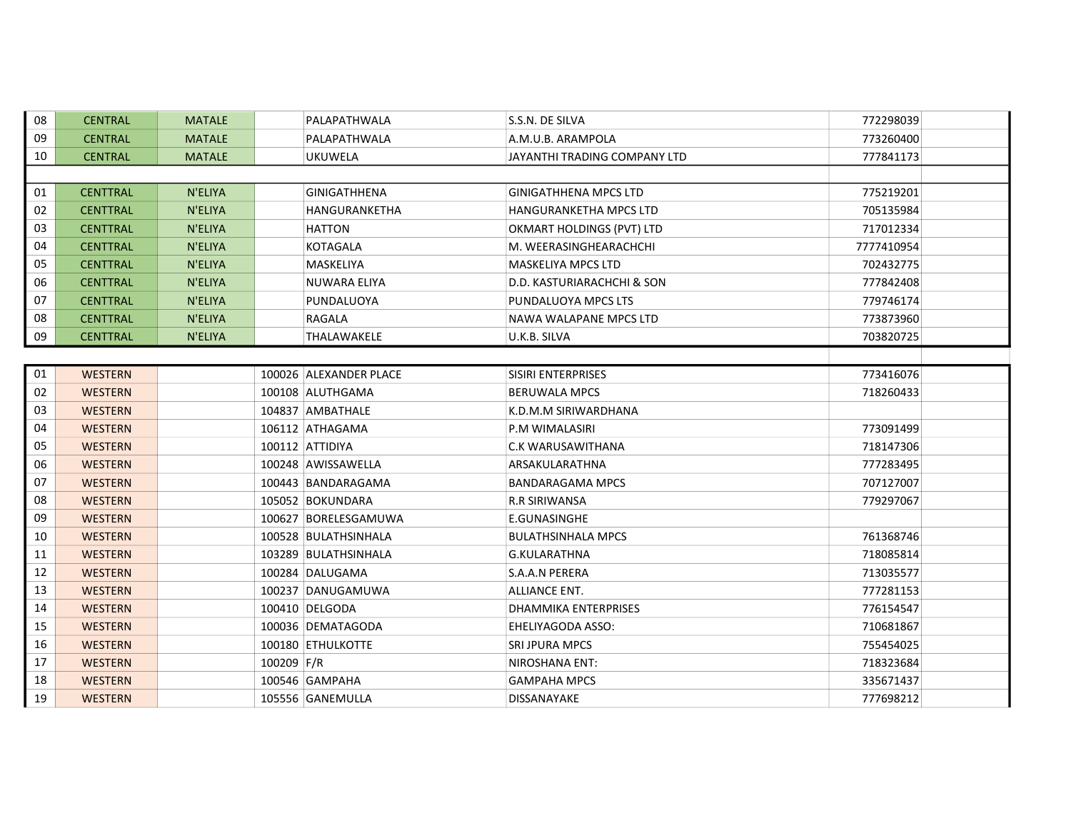| | | | | | | | |
|---|---|---|---|---|---|---|---|
| 08 | CENTRAL | MATALE | | PALAPATHWALA | S.S.N. DE SILVA | 772298039 | |
| 09 | CENTRAL | MATALE | | PALAPATHWALA | A.M.U.B. ARAMPOLA | 773260400 | |
| 10 | CENTRAL | MATALE | | UKUWELA | JAYANTHI TRADING COMPANY LTD | 777841173 | |
| | | | | | | | |
| 01 | CENTTRAL | N'ELIYA | | GINIGATHTHENA | GINIGATHTHENA MPCS LTD | 775219201 | |
| 02 | CENTTRAL | N'ELIYA | | HANGURANKETHA | HANGURANKETHA MPCS LTD | 705135984 | |
| 03 | CENTTRAL | N'ELIYA | | HATTON | OKMART HOLDINGS (PVT) LTD | 717012334 | |
| 04 | CENTTRAL | N'ELIYA | | KOTAGALA | M. WEERASINGHEARACHCHI | 7777410954 | |
| 05 | CENTTRAL | N'ELIYA | | MASKELIYA | MASKELIYA MPCS LTD | 702432775 | |
| 06 | CENTTRAL | N'ELIYA | | NUWARA ELIYA | D.D. KASTURIARACHCHI & SON | 777842408 | |
| 07 | CENTTRAL | N'ELIYA | | PUNDALUOYA | PUNDALUOYA MPCS LTS | 779746174 | |
| 08 | CENTTRAL | N'ELIYA | | RAGALA | NAWA WALAPANE MPCS LTD | 773873960 | |
| 09 | CENTTRAL | N'ELIYA | | THALAWAKELE | U.K.B. SILVA | 703820725 | |
| | | | | | | | |
| 01 | WESTERN | | 100026 | ALEXANDER PLACE | SISIRI ENTERPRISES | 773416076 | |
| 02 | WESTERN | | 100108 | ALUTHGAMA | BERUWALA MPCS | 718260433 | |
| 03 | WESTERN | | 104837 | AMBATHALE | K.D.M.M SIRIWARDHANA | | |
| 04 | WESTERN | | 106112 | ATHAGAMA | P.M WIMALASIRI | 773091499 | |
| 05 | WESTERN | | 100112 | ATTIDIYA | C.K WARUSAWITHANA | 718147306 | |
| 06 | WESTERN | | 100248 | AWISSAWELLA | ARSAKULARATHNA | 777283495 | |
| 07 | WESTERN | | 100443 | BANDARAGAMA | BANDARAGAMA MPCS | 707127007 | |
| 08 | WESTERN | | 105052 | BOKUNDARA | R.R SIRIWANSA | 779297067 | |
| 09 | WESTERN | | 100627 | BORELESGAMUWA | E.GUNASINGHE | | |
| 10 | WESTERN | | 100528 | BULATHSINHALA | BULATHSINHALA MPCS | 761368746 | |
| 11 | WESTERN | | 103289 | BULATHSINHALA | G.KULARATHNA | 718085814 | |
| 12 | WESTERN | | 100284 | DALUGAMA | S.A.A.N PERERA | 713035577 | |
| 13 | WESTERN | | 100237 | DANUGAMUWA | ALLIANCE ENT. | 777281153 | |
| 14 | WESTERN | | 100410 | DELGODA | DHAMMIKA ENTERPRISES | 776154547 | |
| 15 | WESTERN | | 100036 | DEMATAGODA | EHELIYAGODA ASSO: | 710681867 | |
| 16 | WESTERN | | 100180 | ETHULKOTTE | SRI JPURA MPCS | 755454025 | |
| 17 | WESTERN | | 100209 | F/R | NIROSHANA ENT: | 718323684 | |
| 18 | WESTERN | | 100546 | GAMPAHA | GAMPAHA MPCS | 335671437 | |
| 19 | WESTERN | | 105556 | GANEMULLA | DISSANAYAKE | 777698212 | |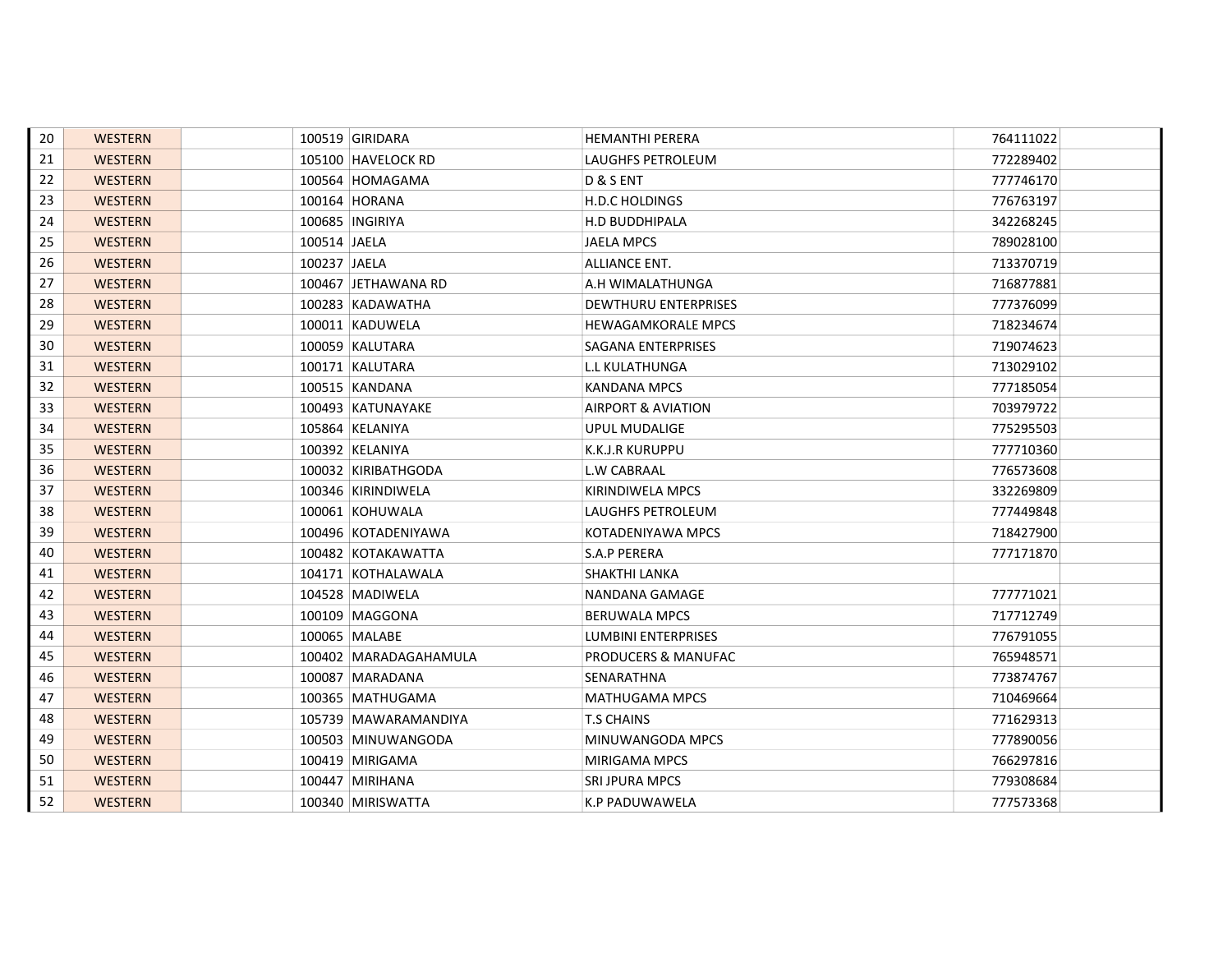| | | | | | | | |
|---|---|---|---|---|---|---|---|
| 20 | WESTERN | | 100519 | GIRIDARA | HEMANTHI PERERA | 764111022 | |
| 21 | WESTERN | | 105100 | HAVELOCK RD | LAUGHFS PETROLEUM | 772289402 | |
| 22 | WESTERN | | 100564 | HOMAGAMA | D & S ENT | 777746170 | |
| 23 | WESTERN | | 100164 | HORANA | H.D.C HOLDINGS | 776763197 | |
| 24 | WESTERN | | 100685 | INGIRIYA | H.D BUDDHIPALA | 342268245 | |
| 25 | WESTERN | | 100514 | JAELA | JAELA MPCS | 789028100 | |
| 26 | WESTERN | | 100237 | JAELA | ALLIANCE ENT. | 713370719 | |
| 27 | WESTERN | | 100467 | JETHAWANA RD | A.H WIMALATHUNGA | 716877881 | |
| 28 | WESTERN | | 100283 | KADAWATHA | DEWTHURU ENTERPRISES | 777376099 | |
| 29 | WESTERN | | 100011 | KADUWELA | HEWAGAMKORALE MPCS | 718234674 | |
| 30 | WESTERN | | 100059 | KALUTARA | SAGANA ENTERPRISES | 719074623 | |
| 31 | WESTERN | | 100171 | KALUTARA | L.L KULATHUNGA | 713029102 | |
| 32 | WESTERN | | 100515 | KANDANA | KANDANA MPCS | 777185054 | |
| 33 | WESTERN | | 100493 | KATUNAYAKE | AIRPORT & AVIATION | 703979722 | |
| 34 | WESTERN | | 105864 | KELANIYA | UPUL MUDALIGE | 775295503 | |
| 35 | WESTERN | | 100392 | KELANIYA | K.K.J.R KURUPPU | 777710360 | |
| 36 | WESTERN | | 100032 | KIRIBATHGODA | L.W CABRAAL | 776573608 | |
| 37 | WESTERN | | 100346 | KIRINDIWELA | KIRINDIWELA MPCS | 332269809 | |
| 38 | WESTERN | | 100061 | KOHUWALA | LAUGHFS PETROLEUM | 777449848 | |
| 39 | WESTERN | | 100496 | KOTADENIYAWA | KOTADENIYAWA MPCS | 718427900 | |
| 40 | WESTERN | | 100482 | KOTAKAWATTA | S.A.P PERERA | 777171870 | |
| 41 | WESTERN | | 104171 | KOTHALAWALA | SHAKTHI LANKA | | |
| 42 | WESTERN | | 104528 | MADIWELA | NANDANA GAMAGE | 777771021 | |
| 43 | WESTERN | | 100109 | MAGGONA | BERUWALA MPCS | 717712749 | |
| 44 | WESTERN | | 100065 | MALABE | LUMBINI ENTERPRISES | 776791055 | |
| 45 | WESTERN | | 100402 | MARADAGAHAMULA | PRODUCERS & MANUFAC | 765948571 | |
| 46 | WESTERN | | 100087 | MARADANA | SENARATHNA | 773874767 | |
| 47 | WESTERN | | 100365 | MATHUGAMA | MATHUGAMA MPCS | 710469664 | |
| 48 | WESTERN | | 105739 | MAWARAMANDIYA | T.S CHAINS | 771629313 | |
| 49 | WESTERN | | 100503 | MINUWANGODA | MINUWANGODA MPCS | 777890056 | |
| 50 | WESTERN | | 100419 | MIRIGAMA | MIRIGAMA MPCS | 766297816 | |
| 51 | WESTERN | | 100447 | MIRIHANA | SRI JPURA MPCS | 779308684 | |
| 52 | WESTERN | | 100340 | MIRISWATTA | K.P PADUWAWELA | 777573368 | |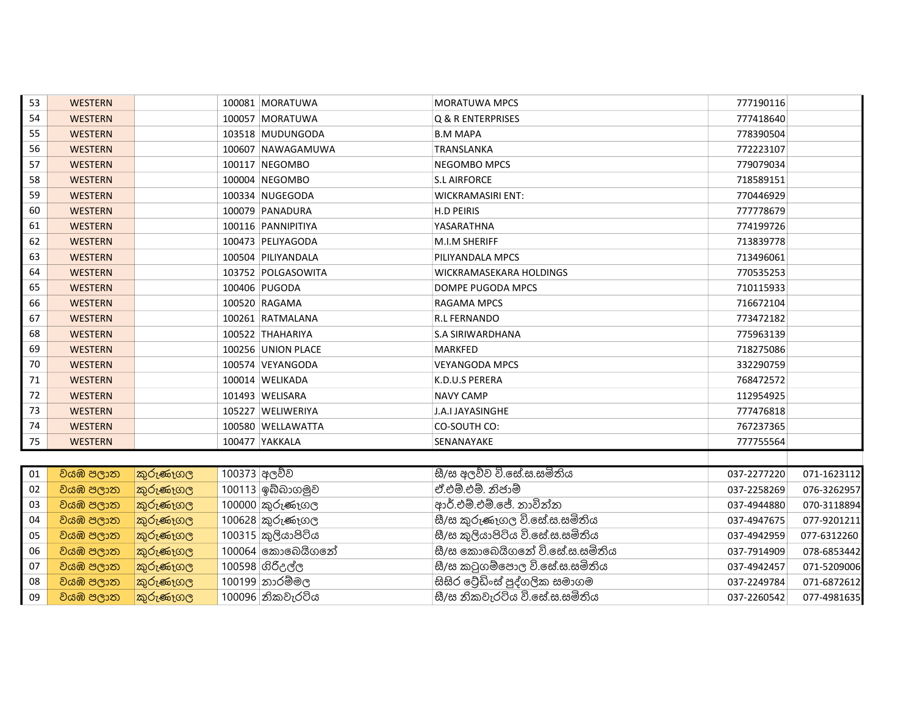| | | | | | | | |
|---|---|---|---|---|---|---|---|
| 53 | WESTERN | | 100081 | MORATUWA | MORATUWA MPCS | 777190116 | |
| 54 | WESTERN | | 100057 | MORATUWA | Q & R ENTERPRISES | 777418640 | |
| 55 | WESTERN | | 103518 | MUDUNGODA | B.M MAPA | 778390504 | |
| 56 | WESTERN | | 100607 | NAWAGAMUWA | TRANSLANKA | 772223107 | |
| 57 | WESTERN | | 100117 | NEGOMBO | NEGOMBO MPCS | 779079034 | |
| 58 | WESTERN | | 100004 | NEGOMBO | S.L AIRFORCE | 718589151 | |
| 59 | WESTERN | | 100334 | NUGEGODA | WICKRAMASIRI ENT: | 770446929 | |
| 60 | WESTERN | | 100079 | PANADURA | H.D PEIRIS | 777778679 | |
| 61 | WESTERN | | 100116 | PANNIPITIYA | YASARATHNA | 774199726 | |
| 62 | WESTERN | | 100473 | PELIYAGODA | M.I.M SHERIFF | 713839778 | |
| 63 | WESTERN | | 100504 | PILIYANDALA | PILIYANDALA MPCS | 713496061 | |
| 64 | WESTERN | | 103752 | POLGASOWITA | WICKRAMASEKARA HOLDINGS | 770535253 | |
| 65 | WESTERN | | 100406 | PUGODA | DOMPE PUGODA MPCS | 710115933 | |
| 66 | WESTERN | | 100520 | RAGAMA | RAGAMA MPCS | 716672104 | |
| 67 | WESTERN | | 100261 | RATMALANA | R.L FERNANDO | 773472182 | |
| 68 | WESTERN | | 100522 | THAHARIYA | S.A SIRIWARDHANA | 775963139 | |
| 69 | WESTERN | | 100256 | UNION PLACE | MARKFED | 718275086 | |
| 70 | WESTERN | | 100574 | VEYANGODA | VEYANGODA MPCS | 332290759 | |
| 71 | WESTERN | | 100014 | WELIKADA | K.D.U.S PERERA | 768472572 | |
| 72 | WESTERN | | 101493 | WELISARA | NAVY CAMP | 112954925 | |
| 73 | WESTERN | | 105227 | WELIWERIYA | J.A.I JAYASINGHE | 777476818 | |
| 74 | WESTERN | | 100580 | WELLAWATTA | CO-SOUTH CO: | 767237365 | |
| 75 | WESTERN | | 100477 | YAKKALA | SENANAYAKE | 777755564 | |

| | | | | | | | |
|---|---|---|---|---|---|---|---|
| 01 | වයඹ පලාත | කුරුණෑගල | 100373 | අලව්ව | සී/ස අලව්ව වි.සේ.ස.සමිතිය | 037-2277220 | 071-1623112 |
| 02 | වයඹ පලාත | කුරුණෑගල | 100113 | ඉබ්බාගමුව | ඒ.එම්.එම්. නිජාම් | 037-2258269 | 076-3262957 |
| 03 | වයඹ පලාත | කුරුණෑගල | 100000 | කුරුණෑගල | ආර්.එම්.එම්.ජේ. නාවින්න | 037-4944880 | 070-3118894 |
| 04 | වයඹ පලාත | කුරුණෑගල | 100628 | කුරුණෑගල | සී/ස කුරුණෑගල වි.සේ.ස.සමිතිය | 037-4947675 | 077-9201211 |
| 05 | වයඹ පලාත | කුරුණෑගල | 100315 | කුලියාපිටිය | සී/ස කුලියාපිටිය වි.සේ.ස.සමිතිය | 037-4942959 | 077-6312260 |
| 06 | වයඹ පලාත | කුරුණෑගල | 100064 | කොබෙයිගනේ | සී/ස කොබෙයිගනේ වි.සේ.ස.සමිතිය | 037-7914909 | 078-6853442 |
| 07 | වයඹ පලාත | කුරුණෑගල | 100598 | ගිරිඋල්ල | සී/ස කටුගම්පොල වි.සේ.ස.සමිතිය | 037-4942457 | 071-5209006 |
| 08 | වයඹ පලාත | කුරුණෑගල | 100199 | නාරම්මල | සිසිර ට්‍රේඩිංස් පුද්ගලික සමාගම | 037-2249784 | 071-6872612 |
| 09 | වයඹ පලාත | කුරුණෑගල | 100096 | නිකවැරටිය | සී/ස නිකවැරටිය වි.සේ.ස.සමිතිය | 037-2260542 | 077-4981635 |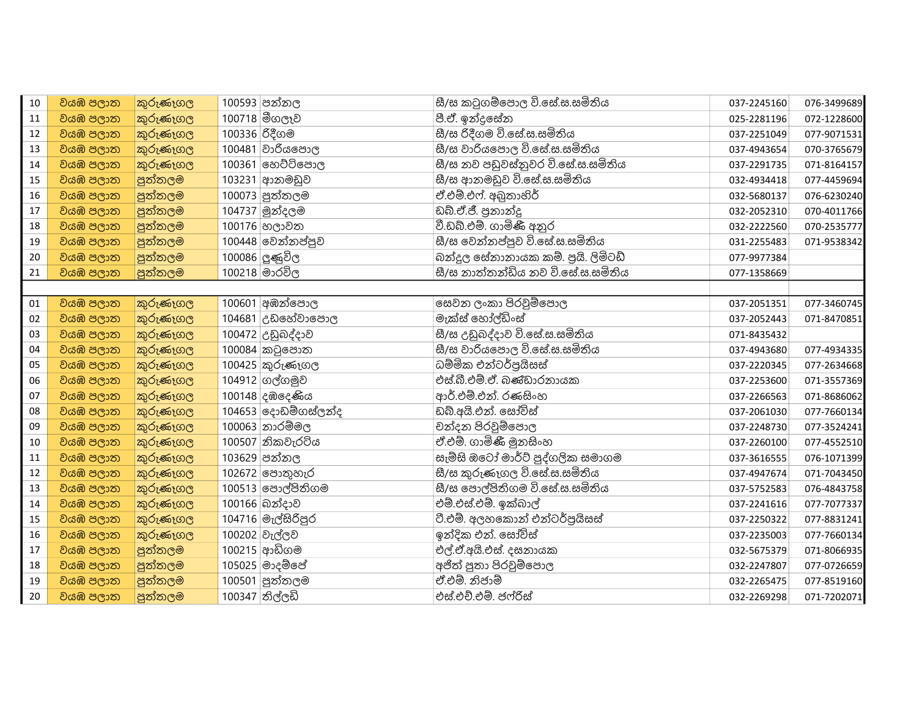| | | | | | | | |
|---|---|---|---|---|---|---|---|
| 10 | වයඹ පලාත | කුරුණෑගල | 100593 | පන්නල | සී/ස කටුගම්පොල වි.සේ.ස.සමිතිය | 037-2245160 | 076-3499689 |
| 11 | වයඹ පලාත | කුරුණෑගල | 100718 | මීගලෑව | පී.ඒ. ඉන්ද්‍රසේන | 025-2281196 | 072-1228600 |
| 12 | වයඹ පලාත | කුරුණෑගල | 100336 | රිදීගම | සී/ස රිදීගම වි.සේ.ස.සමිතිය | 037-2251049 | 077-9071531 |
| 13 | වයඹ පලාත | කුරුණෑගල | 100481 | වාරියපොල | සී/ස වාරියපොල වි.සේ.ස.සමිතිය | 037-4943654 | 070-3765679 |
| 14 | වයඹ පලාත | කුරුණෑගල | 100361 | හෙට්ටිපොල | සී/ස නව පඩුවස්නුවර වි.සේ.ස.සමිතිය | 037-2291735 | 071-8164157 |
| 15 | වයඹ පලාත | පුත්තලම | 103231 | ආනමඩුව | සී/ස ආනමඩුව වි.සේ.ස.සමිතිය | 032-4934418 | 077-4459694 |
| 16 | වයඹ පලාත | පුත්තලම | 100073 | පුත්තලම | ඒ.එම්.එෆ්. අබුතාහිර් | 032-5680137 | 076-6230240 |
| 17 | වයඹ පලාත | පුත්තලම | 104737 | මුන්දලම | ඩබ්.ඒ.ජී. ප්‍රනාන්දු | 032-2052310 | 070-4011766 |
| 18 | වයඹ පලාත | පුත්තලම | 100176 | හලාවත | වී.ඩබ්.එම්. ගාමිණී අනුර | 032-2222560 | 070-2535777 |
| 19 | වයඹ පලාත | පුත්තලම | 100448 | වෙන්නප්පුව | සී/ස වෙන්නප්පුව වි.සේ.ස.සමිතිය | 031-2255483 | 071-9538342 |
| 20 | වයඹ පලාත | පුත්තලම | 100086 | ලුණුවිල | බන්දුල සේනානායක කම්. ප්‍රයි. ලිමිටඩ් | 077-9977384 | |
| 21 | වයඹ පලාත | පුත්තලම | 100218 | මාරවිල | සී/ස නාත්තන්ඩිය නව වි.සේ.ස.සමිතිය | 077-1358669 | |
| | | | | | | | |
| 01 | වයඹ පලාත | කුරුණෑගල | 100601 | අඹන්පොල | සෙවන ලංකා පිරවුම්පොල | 037-2051351 | 077-3460745 |
| 02 | වයඹ පලාත | කුරුණෑගල | 104681 | උඩහේවාපොල | මැක්ස් හෝල්ඩිංස් | 037-2052443 | 071-8470851 |
| 03 | වයඹ පලාත | කුරුණෑගල | 100472 | උඩුබද්දාව | සී/ස උඩුබද්දාව වි.සේ.ස.සමිතිය | 071-8435432 | |
| 04 | වයඹ පලාත | කුරුණෑගල | 100084 | කටුපොත | සී/ස වාරියපොල වි.සේ.ස.සමිතිය | 037-4943680 | 077-4934335 |
| 05 | වයඹ පලාත | කුරුණෑගල | 100425 | කුරුණෑගල | ධම්මික එන්ටර්ප්‍රයිසස් | 037-2220345 | 077-2634668 |
| 06 | වයඹ පලාත | කුරුණෑගල | 104912 | ගල්ගමුව | එස්.බී.එම්.ඒ. බණ්ඩාරනායක | 037-2253600 | 071-3557369 |
| 07 | වයඹ පලාත | කුරුණෑගල | 100148 | දඹදෙණිය | ආර්.එම්.එන්. රණසිංහ | 037-2266563 | 071-8686062 |
| 08 | වයඹ පලාත | කුරුණෑගල | 104653 | දොඩම්ගස්ලන්ද | ඩබ්.අයි.එන්. සෝවිස් | 037-2061030 | 077-7660134 |
| 09 | වයඹ පලාත | කුරුණෑගල | 100063 | නාරම්මල | චන්දන පිරවුම්පොල | 037-2248730 | 077-3524241 |
| 10 | වයඹ පලාත | කුරුණෑගල | 100507 | නිකවැරටිය | ඒ.එම්. ගාමිණී මුනසිංහ | 037-2260100 | 077-4552510 |
| 11 | වයඹ පලාත | කුරුණෑගල | 103629 | පන්නල | සැම්සි ඔටෝ මාර්ට් පුද්ගලික සමාගම | 037-3616555 | 076-1071399 |
| 12 | වයඹ පලාත | කුරුණෑගල | 102672 | පොතුහැර | සී/ස කුරුණෑගල වි.සේ.ස.සමිතිය | 037-4947674 | 071-7043450 |
| 13 | වයඹ පලාත | කුරුණෑගල | 100513 | පොල්පිතිගම | සී/ස පොල්පිතිගම වි.සේ.ස.සමිතිය | 037-5752583 | 076-4843758 |
| 14 | වයඹ පලාත | කුරුණෑගල | 100166 | බන්දාව | එම්.එස්.එම්. ඉක්බාල් | 037-2241616 | 077-7077337 |
| 15 | වයඹ පලාත | කුරුණෑගල | 104716 | මැල්සිරිපුර | ටී.එම්. අලහකොන් එන්ටර්ප්‍රයිසස් | 037-2250322 | 077-8831241 |
| 16 | වයඹ පලාත | කුරුණෑගල | 100202 | වැල්ලව | ඉන්දික එන්. සෝවිස් | 037-2235003 | 077-7660134 |
| 17 | වයඹ පලාත | පුත්තලම | 100215 | ආඩිගම | එල්.ඒ.අයි.එස්. දසනායක | 032-5675379 | 071-8066935 |
| 18 | වයඹ පලාත | පුත්තලම | 105025 | මාදම්පේ | අජිත් පුතා පිරවුම්පොල | 032-2247807 | 077-0726659 |
| 19 | වයඹ පලාත | පුත්තලම | 100501 | පුත්තලම | ඒ.එම්. නිජාම් | 032-2265475 | 077-8519160 |
| 20 | වයඹ පලාත | පුත්තලම | 100347 | තිල්ලඩි | එස්.එච්.එම්. ජෆ්රිස් | 032-2269298 | 071-7202071 |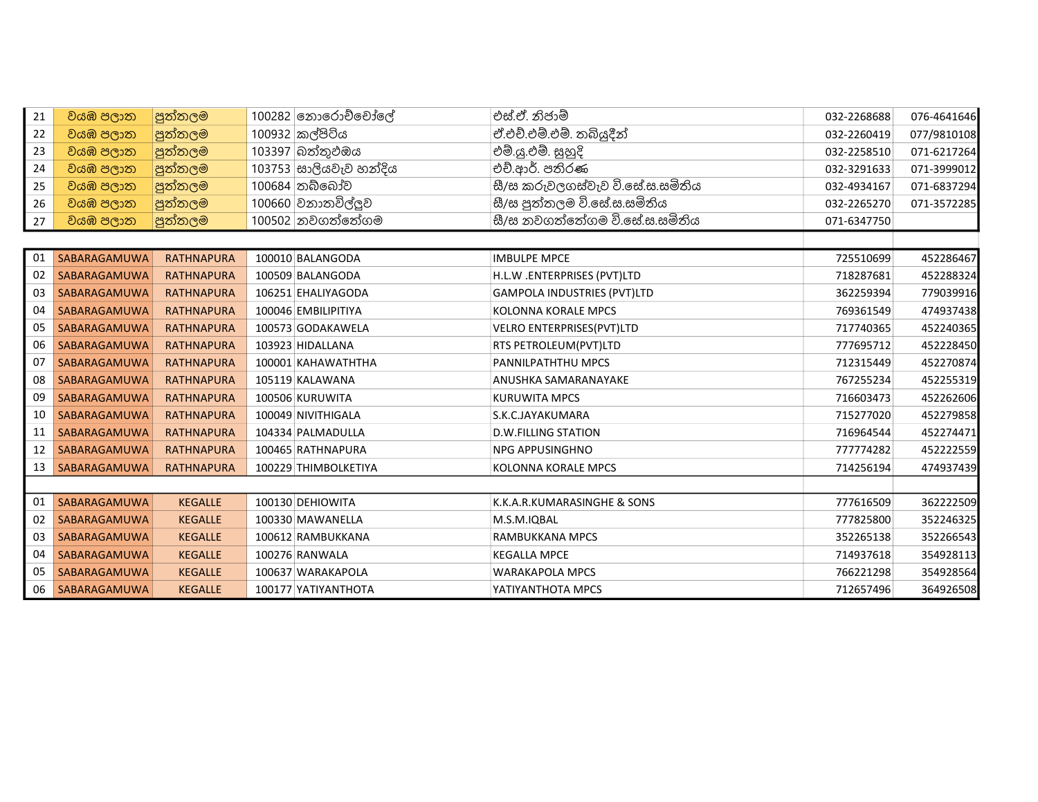| | | | | | | | |
|---|---|---|---|---|---|---|---|
| 21 | වයඹ පලාත | පුත්තලම | 100282 | නොරොච්චෝලේ | එස්.ඒ. නිජාම් | 032-2268688 | 076-4641646 |
| 22 | වයඹ පලාත | පුත්තලම | 100932 | කල්පිටිය | ඒ.එච්.එම්.එම්. තබියුදීන් | 032-2260419 | 077/9810108 |
| 23 | වයඹ පලාත | පුත්තලම | 103397 | බත්තුළුඔය | එම්.යූ.එම්. සුහුදි | 032-2258510 | 071-6217264 |
| 24 | වයඹ පලාත | පුත්තලම | 103753 | සාලියවැව හන්දිය | එච්.ආර්. පතිරණ | 032-3291633 | 071-3999012 |
| 25 | වයඹ පලාත | පුත්තලම | 100684 | තබ්බෝව | සී/ස කරුවලගස්වැව වි.සේ.ස.සමිතිය | 032-4934167 | 071-6837294 |
| 26 | වයඹ පලාත | පුත්තලම | 100660 | වනාතවිල්ලුව | සී/ස පුත්තලම වි.සේ.ස.සමිතිය | 032-2265270 | 071-3572285 |
| 27 | වයඹ පලාත | පුත්තලම | 100502 | නවගත්තේගම | සී/ස නවගත්තේගම වි.සේ.ස.සමිතිය | 071-6347750 | |

| | | | | | | | |
|---|---|---|---|---|---|---|---|
| 01 | SABARAGAMUWA | RATHNAPURA | 100010 | BALANGODA | IMBULPE MPCE | 725510699 | 452286467 |
| 02 | SABARAGAMUWA | RATHNAPURA | 100509 | BALANGODA | H.L.W .ENTERPRISES (PVT)LTD | 718287681 | 452288324 |
| 03 | SABARAGAMUWA | RATHNAPURA | 106251 | EHALIYAGODA | GAMPOLA INDUSTRIES (PVT)LTD | 362259394 | 779039916 |
| 04 | SABARAGAMUWA | RATHNAPURA | 100046 | EMBILIPITIYA | KOLONNA KORALE MPCS | 769361549 | 474937438 |
| 05 | SABARAGAMUWA | RATHNAPURA | 100573 | GODAKAWELA | VELRO ENTERPRISES(PVT)LTD | 717740365 | 452240365 |
| 06 | SABARAGAMUWA | RATHNAPURA | 103923 | HIDALLANA | RTS PETROLEUM(PVT)LTD | 777695712 | 452228450 |
| 07 | SABARAGAMUWA | RATHNAPURA | 100001 | KAHAWATHTHA | PANNILPATHTHU MPCS | 712315449 | 452270874 |
| 08 | SABARAGAMUWA | RATHNAPURA | 105119 | KALAWANA | ANUSHKA SAMARANAYAKE | 767255234 | 452255319 |
| 09 | SABARAGAMUWA | RATHNAPURA | 100506 | KURUWITA | KURUWITA MPCS | 716603473 | 452262606 |
| 10 | SABARAGAMUWA | RATHNAPURA | 100049 | NIVITHIGALA | S.K.C.JAYAKUMARA | 715277020 | 452279858 |
| 11 | SABARAGAMUWA | RATHNAPURA | 104334 | PALMADULLA | D.W.FILLING STATION | 716964544 | 452274471 |
| 12 | SABARAGAMUWA | RATHNAPURA | 100465 | RATHNAPURA | NPG APPUSINGHNO | 777774282 | 452222559 |
| 13 | SABARAGAMUWA | RATHNAPURA | 100229 | THIMBOLKETIYA | KOLONNA KORALE MPCS | 714256194 | 474937439 |
| | | | | | | | |
| 01 | SABARAGAMUWA | KEGALLE | 100130 | DEHIOWITA | K.K.A.R.KUMARASINGHE & SONS | 777616509 | 362222509 |
| 02 | SABARAGAMUWA | KEGALLE | 100330 | MAWANELLA | M.S.M.IQBAL | 777825800 | 352246325 |
| 03 | SABARAGAMUWA | KEGALLE | 100612 | RAMBUKKANA | RAMBUKKANA MPCS | 352265138 | 352266543 |
| 04 | SABARAGAMUWA | KEGALLE | 100276 | RANWALA | KEGALLA MPCE | 714937618 | 354928113 |
| 05 | SABARAGAMUWA | KEGALLE | 100637 | WARAKAPOLA | WARAKAPOLA MPCS | 766221298 | 354928564 |
| 06 | SABARAGAMUWA | KEGALLE | 100177 | YATIYANTHOTA | YATIYANTHOTA MPCS | 712657496 | 364926508 |